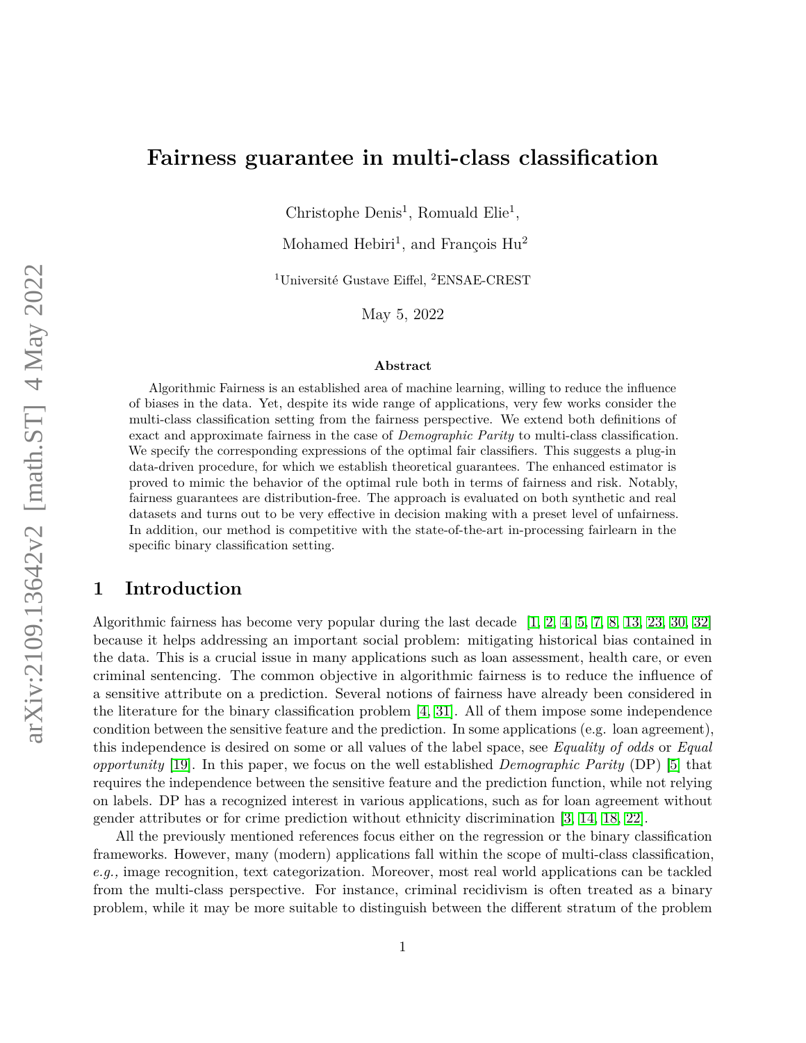# Fairness guarantee in multi-class classification

Christophe Denis[1], Romuald Elie[1],

Mohamed Hebiri[1], and François Hu[2]

[1]Université Gustave Eiffel, [2]ENSAE-CREST

May 5, 2022

### Abstract

Algorithmic Fairness is an established area of machine learning, willing to reduce the influence of biases in the data. Yet, despite its wide range of applications, very few works consider the multi-class classification setting from the fairness perspective. We extend both definitions of exact and approximate fairness in the case of *Demographic Parity* to multi-class classification. We specify the corresponding expressions of the optimal fair classifiers. This suggests a plug-in data-driven procedure, for which we establish theoretical guarantees. The enhanced estimator is proved to mimic the behavior of the optimal rule both in terms of fairness and risk. Notably, fairness guarantees are distribution-free. The approach is evaluated on both synthetic and real datasets and turns out to be very effective in decision making with a preset level of unfairness. In addition, our method is competitive with the state-of-the-art in-processing fairlearn in the specific binary classification setting.

## 1 Introduction

Algorithmic fairness has become very popular during the last decade [1, 2, 4, 5, 7, 8, 13, 23, 30, 32] because it helps addressing an important social problem: mitigating historical bias contained in the data. This is a crucial issue in many applications such as loan assessment, health care, or even criminal sentencing. The common objective in algorithmic fairness is to reduce the influence of a sensitive attribute on a prediction. Several notions of fairness have already been considered in the literature for the binary classification problem [4, 31]. All of them impose some independence condition between the sensitive feature and the prediction. In some applications (e.g. loan agreement), this independence is desired on some or all values of the label space, see *Equality of odds* or *Equal opportunity* [19]. In this paper, we focus on the well established *Demographic Parity* (DP) [5] that requires the independence between the sensitive feature and the prediction function, while not relying on labels. DP has a recognized interest in various applications, such as for loan agreement without gender attributes or for crime prediction without ethnicity discrimination [3, 14, 18, 22].

All the previously mentioned references focus either on the regression or the binary classification frameworks. However, many (modern) applications fall within the scope of multi-class classification, *e.g.,* image recognition, text categorization. Moreover, most real world applications can be tackled from the multi-class perspective. For instance, criminal recidivism is often treated as a binary problem, while it may be more suitable to distinguish between the different stratum of the problem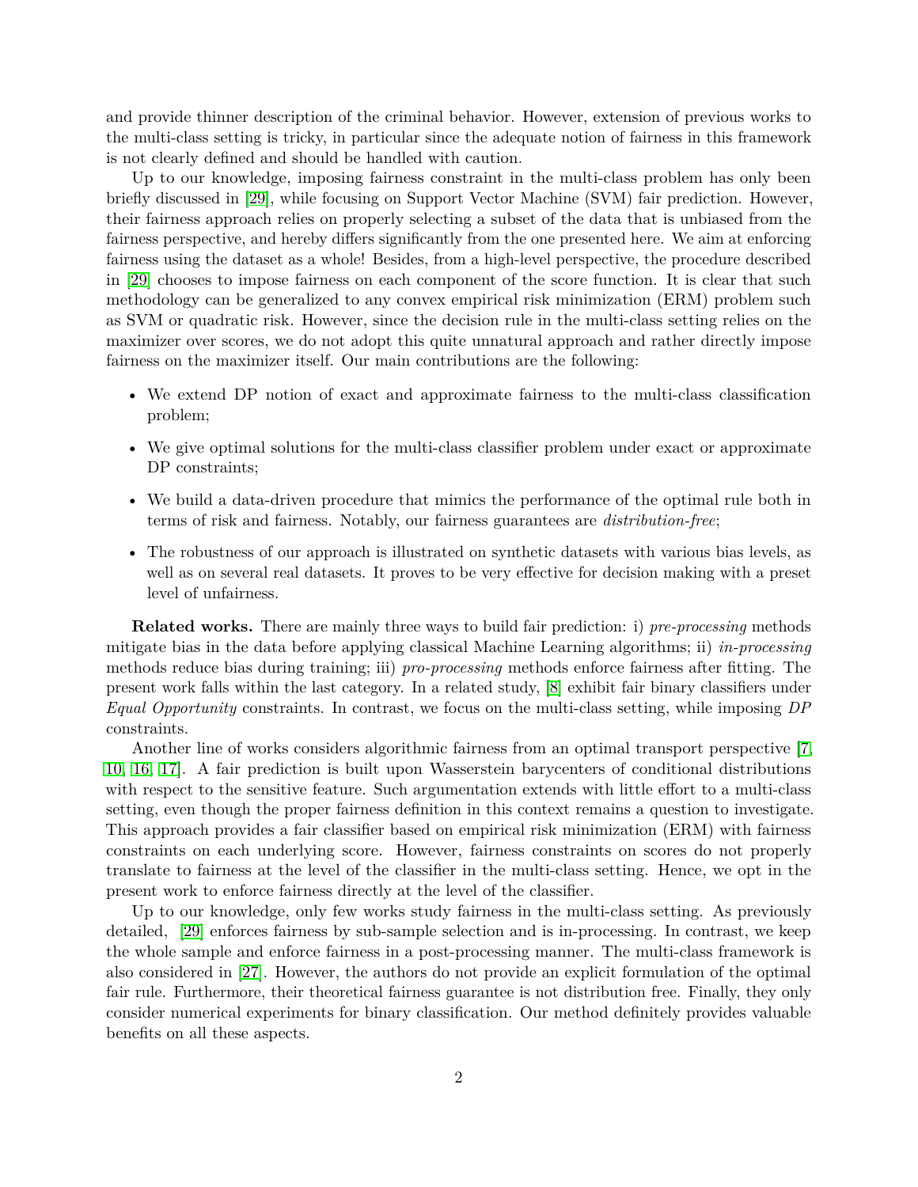and provide thinner description of the criminal behavior. However, extension of previous works to the multi-class setting is tricky, in particular since the adequate notion of fairness in this framework is not clearly defined and should be handled with caution.

Up to our knowledge, imposing fairness constraint in the multi-class problem has only been briefly discussed in [29], while focusing on Support Vector Machine (SVM) fair prediction. However, their fairness approach relies on properly selecting a subset of the data that is unbiased from the fairness perspective, and hereby differs significantly from the one presented here. We aim at enforcing fairness using the dataset as a whole! Besides, from a high-level perspective, the procedure described in [29] chooses to impose fairness on each component of the score function. It is clear that such methodology can be generalized to any convex empirical risk minimization (ERM) problem such as SVM or quadratic risk. However, since the decision rule in the multi-class setting relies on the maximizer over scores, we do not adopt this quite unnatural approach and rather directly impose fairness on the maximizer itself. Our main contributions are the following:

- We extend DP notion of exact and approximate fairness to the multi-class classification problem;
- We give optimal solutions for the multi-class classifier problem under exact or approximate DP constraints;
- We build a data-driven procedure that mimics the performance of the optimal rule both in terms of risk and fairness. Notably, our fairness guarantees are *distribution-free*;
- The robustness of our approach is illustrated on synthetic datasets with various bias levels, as well as on several real datasets. It proves to be very effective for decision making with a preset level of unfairness.

**Related works.** There are mainly three ways to build fair prediction: i) *pre-processing* methods mitigate bias in the data before applying classical Machine Learning algorithms; ii) *in-processing* methods reduce bias during training; iii) *pro-processing* methods enforce fairness after fitting. The present work falls within the last category. In a related study, [8] exhibit fair binary classifiers under *Equal Opportunity* constraints. In contrast, we focus on the multi-class setting, while imposing *DP* constraints.

Another line of works considers algorithmic fairness from an optimal transport perspective [7, 10, 16, 17]. A fair prediction is built upon Wasserstein barycenters of conditional distributions with respect to the sensitive feature. Such argumentation extends with little effort to a multi-class setting, even though the proper fairness definition in this context remains a question to investigate. This approach provides a fair classifier based on empirical risk minimization (ERM) with fairness constraints on each underlying score. However, fairness constraints on scores do not properly translate to fairness at the level of the classifier in the multi-class setting. Hence, we opt in the present work to enforce fairness directly at the level of the classifier.

Up to our knowledge, only few works study fairness in the multi-class setting. As previously detailed, [29] enforces fairness by sub-sample selection and is in-processing. In contrast, we keep the whole sample and enforce fairness in a post-processing manner. The multi-class framework is also considered in [27]. However, the authors do not provide an explicit formulation of the optimal fair rule. Furthermore, their theoretical fairness guarantee is not distribution free. Finally, they only consider numerical experiments for binary classification. Our method definitely provides valuable benefits on all these aspects.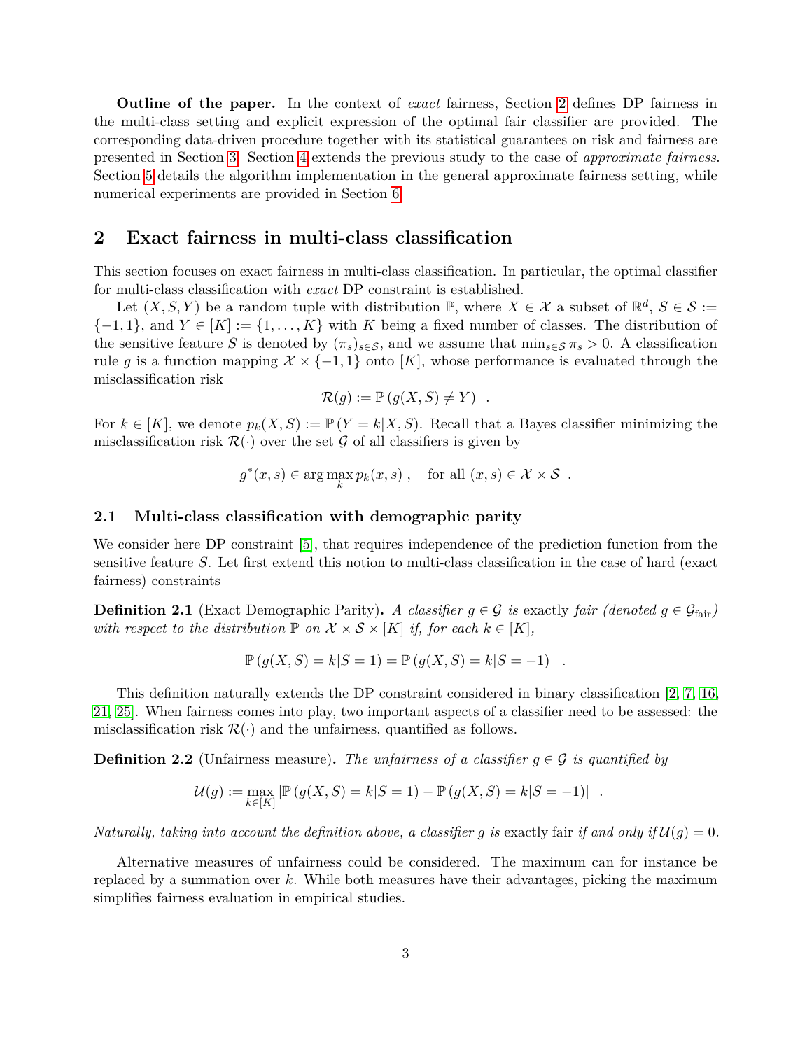**Outline of the paper.** In the context of *exact* fairness, Section 2 defines DP fairness in the multi-class setting and explicit expression of the optimal fair classifier are provided. The corresponding data-driven procedure together with its statistical guarantees on risk and fairness are presented in Section 3. Section 4 extends the previous study to the case of *approximate fairness*. Section 5 details the algorithm implementation in the general approximate fairness setting, while numerical experiments are provided in Section 6.

## 2 Exact fairness in multi-class classification

This section focuses on exact fairness in multi-class classification. In particular, the optimal classifier for multi-class classification with *exact* DP constraint is established.

Let $(X, S, Y)$ be a random tuple with distribution $\mathbb{P}$, where $X \in \mathcal{X}$ a subset of $\mathbb{R}^d$, $S \in \mathcal{S} := \{-1, 1\}$, and $Y \in [K] := \{1, \ldots, K\}$ with $K$ being a fixed number of classes. The distribution of the sensitive feature $S$ is denoted by $(\pi_s)_{s \in \mathcal{S}}$, and we assume that $\min_{s \in \mathcal{S}} \pi_s > 0$. A classification rule $g$ is a function mapping $\mathcal{X} \times \{-1, 1\}$ onto $[K]$, whose performance is evaluated through the misclassification risk

$$\mathcal{R}(g) := \mathbb{P}\left(g(X, S) \neq Y\right) \quad .$$

For $k \in [K]$, we denote $p_k(X, S) := \mathbb{P}\left(Y = k | X, S\right)$. Recall that a Bayes classifier minimizing the misclassification risk $\mathcal{R}(\cdot)$ over the set $\mathcal{G}$ of all classifiers is given by

$$g^*(x, s) \in \arg\max_k p_k(x, s) \ , \quad \text{for all } (x, s) \in \mathcal{X} \times \mathcal{S} \quad .$$

### 2.1 Multi-class classification with demographic parity

We consider here DP constraint [5], that requires independence of the prediction function from the sensitive feature $S$. Let first extend this notion to multi-class classification in the case of hard (exact fairness) constraints

**Definition 2.1** (Exact Demographic Parity)**.** *A classifier $g \in \mathcal{G}$ is* exactly *fair (denoted $g \in \mathcal{G}_{\text{fair}}$) with respect to the distribution $\mathbb{P}$ on $\mathcal{X} \times \mathcal{S} \times [K]$ if, for each $k \in [K]$,*

$$\mathbb{P}\left(g(X, S) = k | S = 1\right) = \mathbb{P}\left(g(X, S) = k | S = -1\right) \quad .$$

This definition naturally extends the DP constraint considered in binary classification [2, 7, 16, 21, 25]. When fairness comes into play, two important aspects of a classifier need to be assessed: the misclassification risk $\mathcal{R}(\cdot)$ and the unfairness, quantified as follows.

**Definition 2.2** (Unfairness measure)**.** *The unfairness of a classifier $g \in \mathcal{G}$ is quantified by*

$$\mathcal{U}(g) := \max_{k \in [K]} \left|\mathbb{P}\left(g(X, S) = k | S = 1\right) - \mathbb{P}\left(g(X, S) = k | S = -1\right)\right| \quad .$$

*Naturally, taking into account the definition above, a classifier $g$ is* exactly fair *if and only if $\mathcal{U}(g) = 0$.*

Alternative measures of unfairness could be considered. The maximum can for instance be replaced by a summation over $k$. While both measures have their advantages, picking the maximum simplifies fairness evaluation in empirical studies.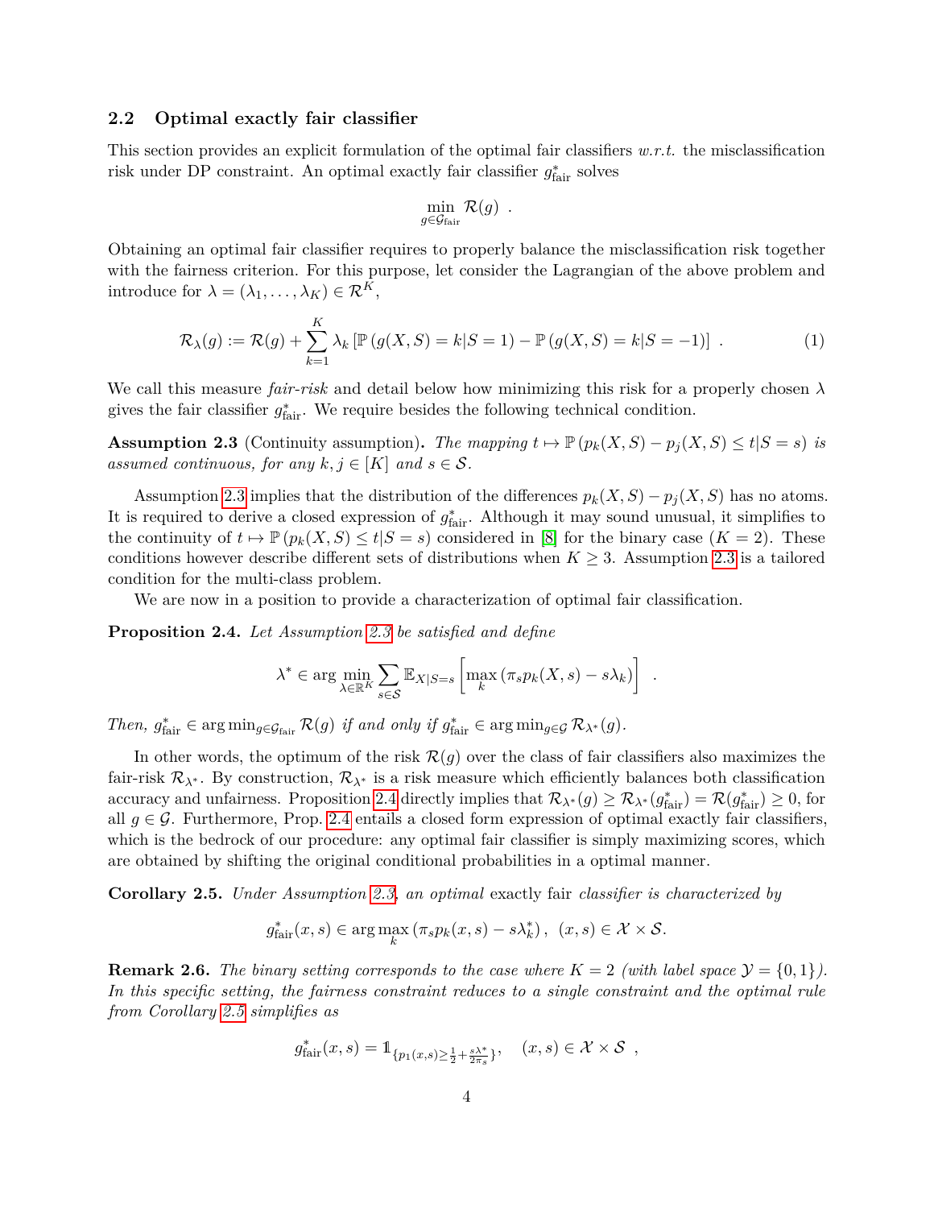### 2.2 Optimal exactly fair classifier

This section provides an explicit formulation of the optimal fair classifiers *w.r.t.* the misclassification risk under DP constraint. An optimal exactly fair classifier $g^*_{\text{fair}}$ solves

$$\min_{g \in \mathcal{G}_{\text{fair}}} \mathcal{R}(g) \ .$$

Obtaining an optimal fair classifier requires to properly balance the misclassification risk together with the fairness criterion. For this purpose, let consider the Lagrangian of the above problem and introduce for $\lambda = (\lambda_1, \dots, \lambda_K) \in \mathcal{R}^K$,

$$\mathcal{R}_\lambda(g) := \mathcal{R}(g) + \sum_{k=1}^{K} \lambda_k \left[\mathbb{P}\left(g(X, S) = k | S = 1\right) - \mathbb{P}\left(g(X, S) = k | S = -1\right)\right] \ . \tag{1}$$

We call this measure *fair-risk* and detail below how minimizing this risk for a properly chosen $\lambda$ gives the fair classifier $g^*_{\text{fair}}$. We require besides the following technical condition.

**Assumption 2.3** (Continuity assumption)**.** *The mapping $t \mapsto \mathbb{P}\left(p_k(X, S) - p_j(X, S) \leq t | S = s\right)$ is assumed continuous, for any $k, j \in [K]$ and $s \in \mathcal{S}$.*

Assumption 2.3 implies that the distribution of the differences $p_k(X, S) - p_j(X, S)$ has no atoms. It is required to derive a closed expression of $g^*_{\text{fair}}$. Although it may sound unusual, it simplifies to the continuity of $t \mapsto \mathbb{P}\left(p_k(X, S) \leq t | S = s\right)$ considered in [8] for the binary case ($K = 2$). These conditions however describe different sets of distributions when $K \geq 3$. Assumption 2.3 is a tailored condition for the multi-class problem.

We are now in a position to provide a characterization of optimal fair classification.

**Proposition 2.4.** *Let Assumption 2.3 be satisfied and define*

$$\lambda^* \in \arg\min_{\lambda \in \mathbb{R}^K} \sum_{s \in \mathcal{S}} \mathbb{E}_{X|S=s}\left[\max_k \left(\pi_s p_k(X, s) - s\lambda_k\right)\right] \ .$$

*Then, $g^*_{\text{fair}} \in \arg\min_{g \in \mathcal{G}_{\text{fair}}} \mathcal{R}(g)$ if and only if $g^*_{\text{fair}} \in \arg\min_{g \in \mathcal{G}} \mathcal{R}_{\lambda^*}(g)$.*

In other words, the optimum of the risk $\mathcal{R}(g)$ over the class of fair classifiers also maximizes the fair-risk $\mathcal{R}_{\lambda^*}$. By construction, $\mathcal{R}_{\lambda^*}$ is a risk measure which efficiently balances both classification accuracy and unfairness. Proposition 2.4 directly implies that $\mathcal{R}_{\lambda^*}(g) \geq \mathcal{R}_{\lambda^*}(g^*_{\text{fair}}) = \mathcal{R}(g^*_{\text{fair}}) \geq 0$, for all $g \in \mathcal{G}$. Furthermore, Prop. 2.4 entails a closed form expression of optimal exactly fair classifiers, which is the bedrock of our procedure: any optimal fair classifier is simply maximizing scores, which are obtained by shifting the original conditional probabilities in a optimal manner.

**Corollary 2.5.** *Under Assumption 2.3, an optimal* exactly fair *classifier is characterized by*

$$g^*_{\text{fair}}(x, s) \in \arg\max_k \left(\pi_s p_k(x, s) - s\lambda^*_k\right), \ \ (x, s) \in \mathcal{X} \times \mathcal{S}.$$

**Remark 2.6.** *The binary setting corresponds to the case where $K = 2$ (with label space $\mathcal{Y} = \{0, 1\}$). In this specific setting, the fairness constraint reduces to a single constraint and the optimal rule from Corollary 2.5 simplifies as*

$$g^*_{\text{fair}}(x, s) = \mathbb{1}_{\{p_1(x,s) \geq \frac{1}{2} + \frac{s\lambda^*}{2\pi_s}\}}, \quad (x, s) \in \mathcal{X} \times \mathcal{S} \ ,$$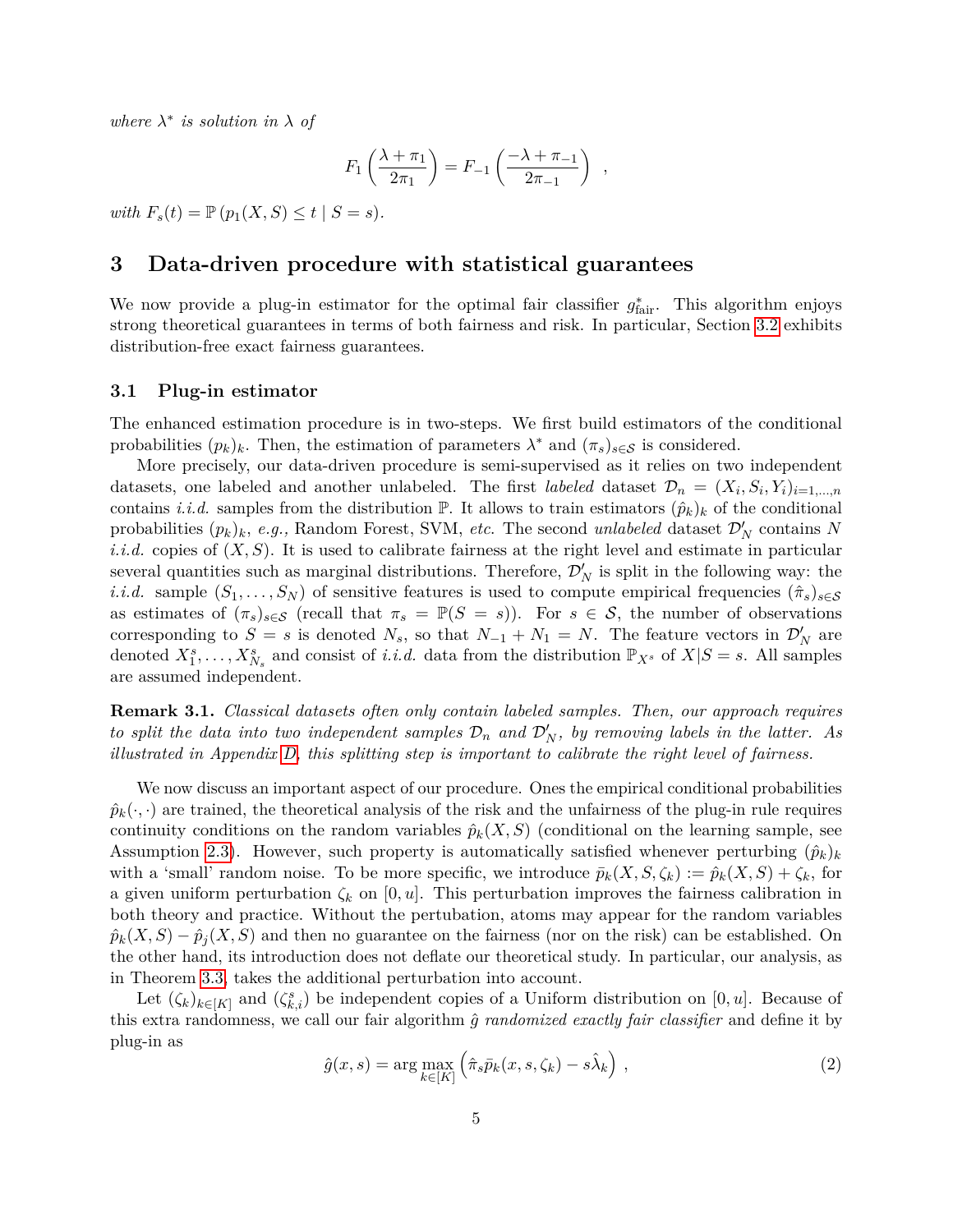*where* $\lambda^*$ *is solution in* $\lambda$ *of*

$$F_1\left(\frac{\lambda + \pi_1}{2\pi_1}\right) = F_{-1}\left(\frac{-\lambda + \pi_{-1}}{2\pi_{-1}}\right) \quad ,$$

*with* $F_s(t) = \mathbb{P}\left(p_1(X, S) \leq t \mid S = s\right)$*.*

# 3 Data-driven procedure with statistical guarantees

We now provide a plug-in estimator for the optimal fair classifier $g^*_{\text{fair}}$. This algorithm enjoys strong theoretical guarantees in terms of both fairness and risk. In particular, Section 3.2 exhibits distribution-free exact fairness guarantees.

## 3.1 Plug-in estimator

The enhanced estimation procedure is in two-steps. We first build estimators of the conditional probabilities $(p_k)_k$. Then, the estimation of parameters $\lambda^*$ and $(\pi_s)_{s\in\mathcal{S}}$ is considered.

More precisely, our data-driven procedure is semi-supervised as it relies on two independent datasets, one labeled and another unlabeled. The first *labeled* dataset $\mathcal{D}_n = (X_i, S_i, Y_i)_{i=1,\ldots,n}$ contains *i.i.d.* samples from the distribution $\mathbb{P}$. It allows to train estimators $(\hat{p}_k)_k$ of the conditional probabilities $(p_k)_k$, *e.g.,* Random Forest, SVM, *etc.* The second *unlabeled* dataset $\mathcal{D}'_N$ contains $N$ *i.i.d.* copies of $(X, S)$. It is used to calibrate fairness at the right level and estimate in particular several quantities such as marginal distributions. Therefore, $\mathcal{D}'_N$ is split in the following way: the *i.i.d.* sample $(S_1, \ldots, S_N)$ of sensitive features is used to compute empirical frequencies $(\hat{\pi}_s)_{s\in\mathcal{S}}$ as estimates of $(\pi_s)_{s\in\mathcal{S}}$ (recall that $\pi_s = \mathbb{P}(S = s)$). For $s \in \mathcal{S}$, the number of observations corresponding to $S = s$ is denoted $N_s$, so that $N_{-1} + N_1 = N$. The feature vectors in $\mathcal{D}'_N$ are denoted $X^s_1, \ldots, X^s_{N_s}$ and consist of *i.i.d.* data from the distribution $\mathbb{P}_{X^s}$ of $X|S = s$. All samples are assumed independent.

**Remark 3.1.** *Classical datasets often only contain labeled samples. Then, our approach requires to split the data into two independent samples* $\mathcal{D}_n$ *and* $\mathcal{D}'_N$*, by removing labels in the latter. As illustrated in Appendix D, this splitting step is important to calibrate the right level of fairness.*

We now discuss an important aspect of our procedure. Ones the empirical conditional probabilities $\hat{p}_k(\cdot, \cdot)$ are trained, the theoretical analysis of the risk and the unfairness of the plug-in rule requires continuity conditions on the random variables $\hat{p}_k(X, S)$ (conditional on the learning sample, see Assumption 2.3). However, such property is automatically satisfied whenever perturbing $(\hat{p}_k)_k$ with a 'small' random noise. To be more specific, we introduce $\bar{p}_k(X, S, \zeta_k) := \hat{p}_k(X, S) + \zeta_k$, for a given uniform perturbation $\zeta_k$ on $[0, u]$. This perturbation improves the fairness calibration in both theory and practice. Without the pertubation, atoms may appear for the random variables $\hat{p}_k(X, S) - \hat{p}_j(X, S)$ and then no guarantee on the fairness (nor on the risk) can be established. On the other hand, its introduction does not deflate our theoretical study. In particular, our analysis, as in Theorem 3.3, takes the additional perturbation into account.

Let $(\zeta_k)_{k\in[K]}$ and $(\zeta^s_{k,i})$ be independent copies of a Uniform distribution on $[0, u]$. Because of this extra randomness, we call our fair algorithm $\hat{g}$ *randomized exactly fair classifier* and define it by plug-in as

$$\hat{g}(x, s) = \arg\max_{k\in[K]} \left(\hat{\pi}_s \bar{p}_k(x, s, \zeta_k) - s\hat{\lambda}_k\right) \,, \tag{2}$$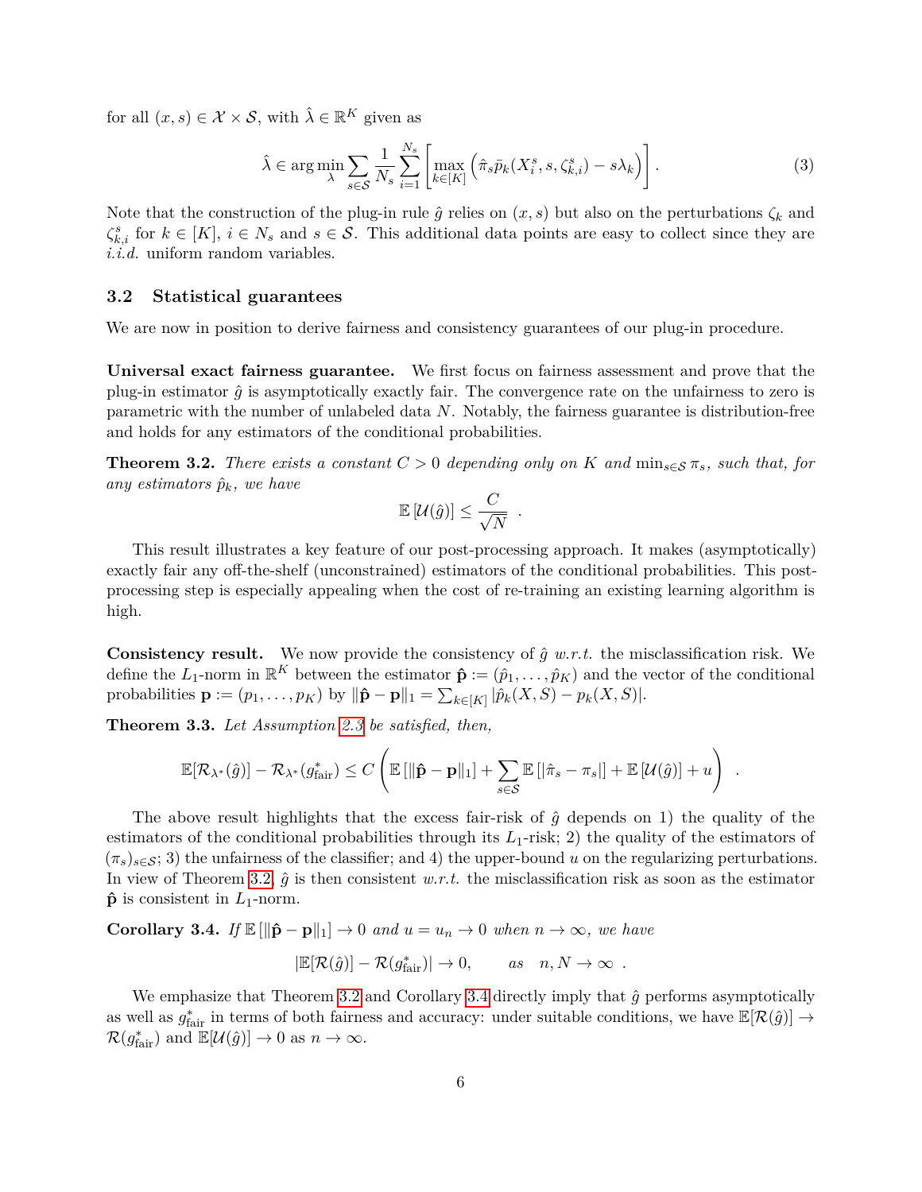for all $(x, s) \in \mathcal{X} \times \mathcal{S}$, with $\hat{\lambda} \in \mathbb{R}^K$ given as

$$\hat{\lambda} \in \arg\min_{\lambda} \sum_{s \in \mathcal{S}} \frac{1}{N_s} \sum_{i=1}^{N_s} \left[ \max_{k \in [K]} \left( \hat{\pi}_s \bar{p}_k(X_i^s, s, \zeta_{k,i}^s) - s\lambda_k \right) \right] . \tag{3}$$

Note that the construction of the plug-in rule $\hat{g}$ relies on $(x, s)$ but also on the perturbations $\zeta_k$ and $\zeta_{k,i}^s$ for $k \in [K]$, $i \in N_s$ and $s \in \mathcal{S}$. This additional data points are easy to collect since they are *i.i.d.* uniform random variables.

### 3.2 Statistical guarantees

We are now in position to derive fairness and consistency guarantees of our plug-in procedure.

**Universal exact fairness guarantee.** We first focus on fairness assessment and prove that the plug-in estimator $\hat{g}$ is asymptotically exactly fair. The convergence rate on the unfairness to zero is parametric with the number of unlabeled data $N$. Notably, the fairness guarantee is distribution-free and holds for any estimators of the conditional probabilities.

**Theorem 3.2.** *There exists a constant $C > 0$ depending only on $K$ and $\min_{s \in \mathcal{S}} \pi_s$, such that, for any estimators $\hat{p}_k$, we have*

$$\mathbb{E}\left[\mathcal{U}(\hat{g})\right] \leq \frac{C}{\sqrt{N}} .$$

This result illustrates a key feature of our post-processing approach. It makes (asymptotically) exactly fair any off-the-shelf (unconstrained) estimators of the conditional probabilities. This post-processing step is especially appealing when the cost of re-training an existing learning algorithm is high.

**Consistency result.** We now provide the consistency of $\hat{g}$ *w.r.t.* the misclassification risk. We define the $L_1$-norm in $\mathbb{R}^K$ between the estimator $\hat{\mathbf{p}} := (\hat{p}_1, \ldots, \hat{p}_K)$ and the vector of the conditional probabilities $\mathbf{p} := (p_1, \ldots, p_K)$ by $\|\hat{\mathbf{p}} - \mathbf{p}\|_1 = \sum_{k \in [K]} |\hat{p}_k(X, S) - p_k(X, S)|$.

**Theorem 3.3.** *Let Assumption 2.3 be satisfied, then,*

$$\mathbb{E}[\mathcal{R}_{\lambda^*}(\hat{g})] - \mathcal{R}_{\lambda^*}(g^*_{\text{fair}}) \leq C \left( \mathbb{E}\left[\|\hat{\mathbf{p}} - \mathbf{p}\|_1\right] + \sum_{s \in \mathcal{S}} \mathbb{E}\left[|\hat{\pi}_s - \pi_s|\right] + \mathbb{E}\left[\mathcal{U}(\hat{g})\right] + u \right) .$$

The above result highlights that the excess fair-risk of $\hat{g}$ depends on 1) the quality of the estimators of the conditional probabilities through its $L_1$-risk; 2) the quality of the estimators of $(\pi_s)_{s \in \mathcal{S}}$; 3) the unfairness of the classifier; and 4) the upper-bound $u$ on the regularizing perturbations. In view of Theorem 3.2, $\hat{g}$ is then consistent *w.r.t.* the misclassification risk as soon as the estimator $\hat{\mathbf{p}}$ is consistent in $L_1$-norm.

**Corollary 3.4.** *If $\mathbb{E}\left[\|\hat{\mathbf{p}} - \mathbf{p}\|_1\right] \to 0$ and $u = u_n \to 0$ when $n \to \infty$, we have*

$$|\mathbb{E}[\mathcal{R}(\hat{g})] - \mathcal{R}(g^*_{\text{fair}})| \to 0, \qquad \text{as} \quad n, N \to \infty .$$

We emphasize that Theorem 3.2 and Corollary 3.4 directly imply that $\hat{g}$ performs asymptotically as well as $g^*_{\text{fair}}$ in terms of both fairness and accuracy: under suitable conditions, we have $\mathbb{E}[\mathcal{R}(\hat{g})] \to \mathcal{R}(g^*_{\text{fair}})$ and $\mathbb{E}[\mathcal{U}(\hat{g})] \to 0$ as $n \to \infty$.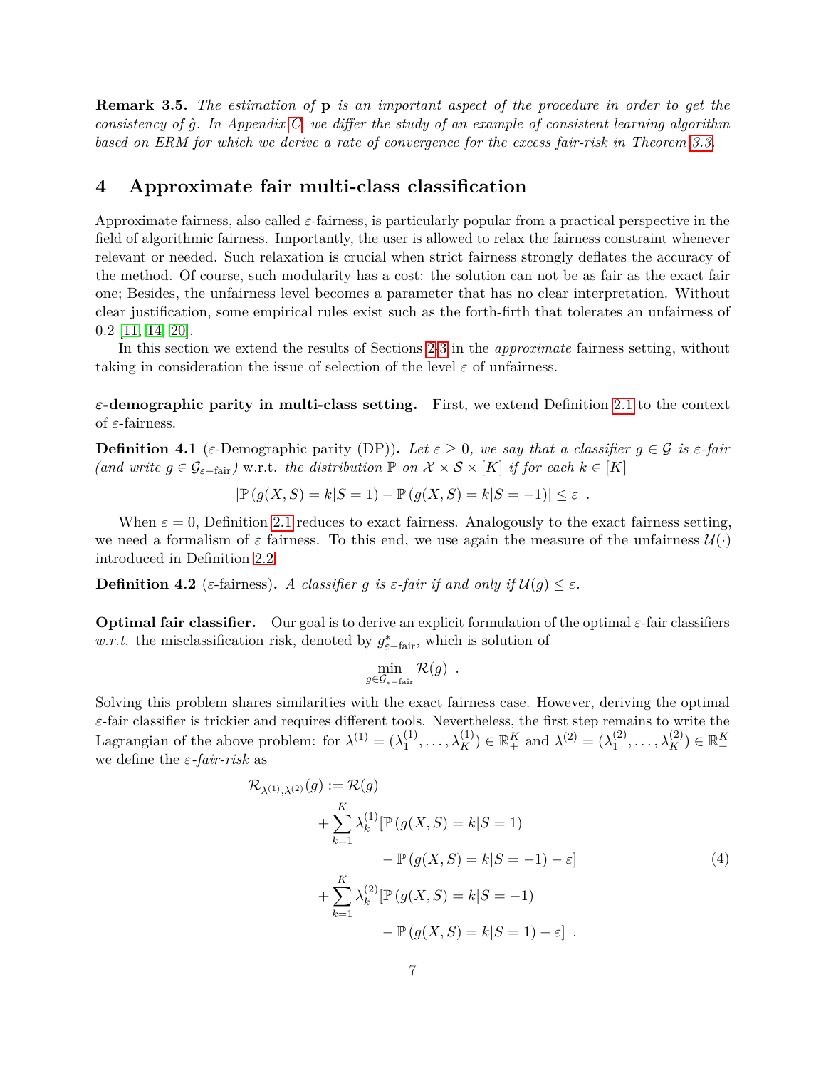**Remark 3.5.** *The estimation of* $\mathbf{p}$ *is an important aspect of the procedure in order to get the consistency of* $\hat{g}$*. In Appendix C, we differ the study of an example of consistent learning algorithm based on ERM for which we derive a rate of convergence for the excess fair-risk in Theorem 3.3.*

## 4 Approximate fair multi-class classification

Approximate fairness, also called $\varepsilon$-fairness, is particularly popular from a practical perspective in the field of algorithmic fairness. Importantly, the user is allowed to relax the fairness constraint whenever relevant or needed. Such relaxation is crucial when strict fairness strongly deflates the accuracy of the method. Of course, such modularity has a cost: the solution can not be as fair as the exact fair one; Besides, the unfairness level becomes a parameter that has no clear interpretation. Without clear justification, some empirical rules exist such as the forth-firth that tolerates an unfairness of 0.2 [11, 14, 20].

In this section we extend the results of Sections 2-3 in the *approximate* fairness setting, without taking in consideration the issue of selection of the level $\varepsilon$ of unfairness.

**$\varepsilon$-demographic parity in multi-class setting.** First, we extend Definition 2.1 to the context of $\varepsilon$-fairness.

**Definition 4.1** ($\varepsilon$-Demographic parity (DP))**.** *Let* $\varepsilon \geq 0$*, we say that a classifier* $g \in \mathcal{G}$ *is* $\varepsilon$*-fair (and write* $g \in \mathcal{G}_{\varepsilon-\text{fair}}$*)* w.r.t. *the distribution* $\mathbb{P}$ *on* $\mathcal{X} \times \mathcal{S} \times [K]$ *if for each* $k \in [K]$

$$
|\mathbb{P}\left(g(X,S) = k | S = 1\right) - \mathbb{P}\left(g(X,S) = k | S = -1\right)| \leq \varepsilon \ .
$$

When $\varepsilon = 0$, Definition 2.1 reduces to exact fairness. Analogously to the exact fairness setting, we need a formalism of $\varepsilon$ fairness. To this end, we use again the measure of the unfairness $\mathcal{U}(\cdot)$ introduced in Definition 2.2.

**Definition 4.2** ($\varepsilon$-fairness)**.** *A classifier* $g$ *is* $\varepsilon$*-fair if and only if* $\mathcal{U}(g) \leq \varepsilon$*.*

**Optimal fair classifier.** Our goal is to derive an explicit formulation of the optimal $\varepsilon$-fair classifiers *w.r.t.* the misclassification risk, denoted by $g^*_{\varepsilon-\text{fair}}$, which is solution of

$$
\min_{g \in \mathcal{G}_{\varepsilon-\text{fair}}} \mathcal{R}(g) \ .
$$

Solving this problem shares similarities with the exact fairness case. However, deriving the optimal $\varepsilon$-fair classifier is trickier and requires different tools. Nevertheless, the first step remains to write the Lagrangian of the above problem: for $\lambda^{(1)} = (\lambda^{(1)}_1, \ldots, \lambda^{(1)}_K) \in \mathbb{R}^K_+$ and $\lambda^{(2)} = (\lambda^{(2)}_1, \ldots, \lambda^{(2)}_K) \in \mathbb{R}^K_+$ we define the *$\varepsilon$-fair-risk* as

$$
\begin{aligned}
\mathcal{R}_{\lambda^{(1)},\lambda^{(2)}}(g) := \mathcal{R}(g) & \\
+ \sum_{k=1}^{K} \lambda^{(1)}_k [\mathbb{P}\left(g(X,S) = k | S = 1\right) & \\
- \mathbb{P}\left(g(X,S) = k | S = -1\right) - \varepsilon] & \\
+ \sum_{k=1}^{K} \lambda^{(2)}_k [\mathbb{P}\left(g(X,S) = k | S = -1\right) & \\
- \mathbb{P}\left(g(X,S) = k | S = 1\right) - \varepsilon] & \ .
\end{aligned}
\tag{4}
$$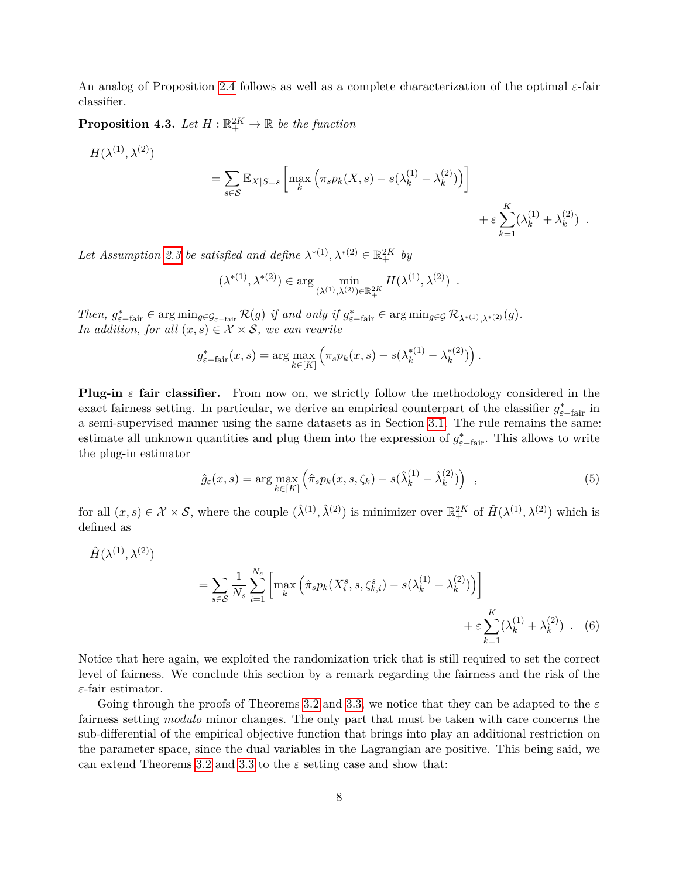An analog of Proposition 2.4 follows as well as a complete characterization of the optimal $\varepsilon$-fair classifier.

**Proposition 4.3.** *Let $H : \mathbb{R}_+^{2K} \to \mathbb{R}$ be the function*

$$
H(\lambda^{(1)}, \lambda^{(2)}) = \sum_{s \in \mathcal{S}} \mathbb{E}_{X|S=s}\left[\max_k \left(\pi_s p_k(X, s) - s(\lambda_k^{(1)} - \lambda_k^{(2)})\right)\right] + \varepsilon \sum_{k=1}^{K} (\lambda_k^{(1)} + \lambda_k^{(2)}) \enspace .
$$

*Let Assumption 2.3 be satisfied and define $\lambda^{*(1)}, \lambda^{*(2)} \in \mathbb{R}_+^{2K}$ by*

$$
(\lambda^{*(1)}, \lambda^{*(2)}) \in \arg \min_{(\lambda^{(1)}, \lambda^{(2)}) \in \mathbb{R}_+^{2K}} H(\lambda^{(1)}, \lambda^{(2)}) \enspace .
$$

*Then, $g^*_{\varepsilon-\text{fair}} \in \arg\min_{g \in \mathcal{G}_{\varepsilon-\text{fair}}} \mathcal{R}(g)$ if and only if $g^*_{\varepsilon-\text{fair}} \in \arg\min_{g \in \mathcal{G}} \mathcal{R}_{\lambda^{*(1)}, \lambda^{*(2)}}(g)$. In addition, for all $(x, s) \in \mathcal{X} \times \mathcal{S}$, we can rewrite*

$$
g^*_{\varepsilon-\text{fair}}(x, s) = \arg\max_{k \in [K]} \left(\pi_s p_k(x, s) - s(\lambda_k^{*(1)} - \lambda_k^{*(2)})\right) .
$$

**Plug-in $\varepsilon$ fair classifier.** From now on, we strictly follow the methodology considered in the exact fairness setting. In particular, we derive an empirical counterpart of the classifier $g^*_{\varepsilon-\text{fair}}$ in a semi-supervised manner using the same datasets as in Section 3.1. The rule remains the same: estimate all unknown quantities and plug them into the expression of $g^*_{\varepsilon-\text{fair}}$. This allows to write the plug-in estimator

$$
\hat{g}_\varepsilon(x, s) = \arg\max_{k \in [K]} \left(\hat{\pi}_s \bar{p}_k(x, s, \zeta_k) - s(\hat{\lambda}_k^{(1)} - \hat{\lambda}_k^{(2)})\right) \enspace , \tag{5}
$$

for all $(x, s) \in \mathcal{X} \times \mathcal{S}$, where the couple $(\hat{\lambda}^{(1)}, \hat{\lambda}^{(2)})$ is minimizer over $\mathbb{R}_+^{2K}$ of $\hat{H}(\lambda^{(1)}, \lambda^{(2)})$ which is defined as

$$
\hat{H}(\lambda^{(1)}, \lambda^{(2)}) = \sum_{s \in \mathcal{S}} \frac{1}{N_s} \sum_{i=1}^{N_s} \left[\max_k \left(\hat{\pi}_s \bar{p}_k(X_i^s, s, \zeta_{k,i}^s) - s(\lambda_k^{(1)} - \lambda_k^{(2)})\right)\right] + \varepsilon \sum_{k=1}^{K} (\lambda_k^{(1)} + \lambda_k^{(2)}) \enspace . \tag{6}
$$

Notice that here again, we exploited the randomization trick that is still required to set the correct level of fairness. We conclude this section by a remark regarding the fairness and the risk of the $\varepsilon$-fair estimator.

Going through the proofs of Theorems 3.2 and 3.3, we notice that they can be adapted to the $\varepsilon$ fairness setting *modulo* minor changes. The only part that must be taken with care concerns the sub-differential of the empirical objective function that brings into play an additional restriction on the parameter space, since the dual variables in the Lagrangian are positive. This being said, we can extend Theorems 3.2 and 3.3 to the $\varepsilon$ setting case and show that: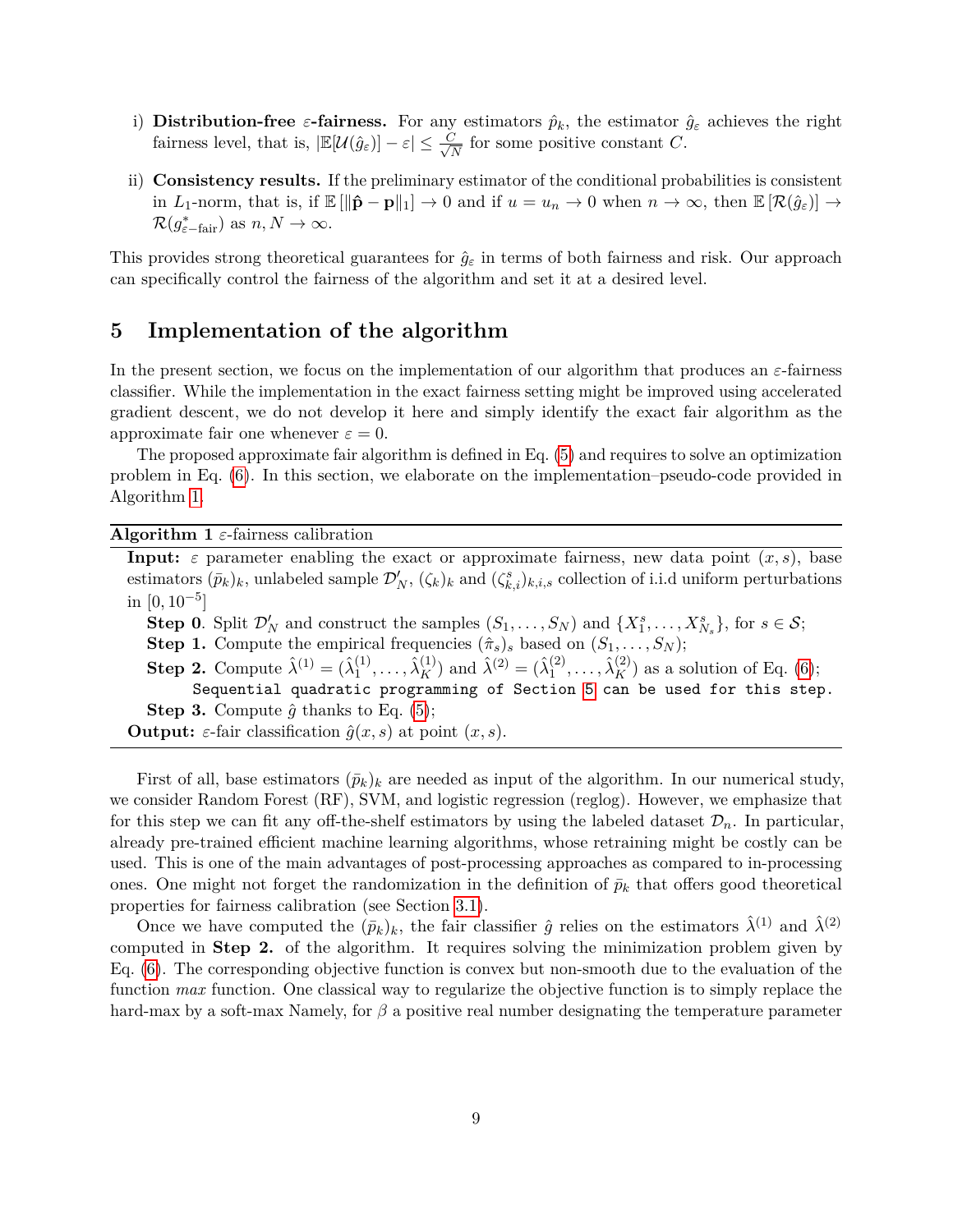i) **Distribution-free $\varepsilon$-fairness.** For any estimators $\hat{p}_k$, the estimator $\hat{g}_\varepsilon$ achieves the right fairness level, that is, $|\mathbb{E}[\mathcal{U}(\hat{g}_\varepsilon)] - \varepsilon| \leq \frac{C}{\sqrt{N}}$ for some positive constant $C$.

ii) **Consistency results.** If the preliminary estimator of the conditional probabilities is consistent in $L_1$-norm, that is, if $\mathbb{E}[\|\hat{\mathbf{p}} - \mathbf{p}\|_1] \to 0$ and if $u = u_n \to 0$ when $n \to \infty$, then $\mathbb{E}[\mathcal{R}(\hat{g}_\varepsilon)] \to \mathcal{R}(g^*_{\varepsilon-\text{fair}})$ as $n, N \to \infty$.

This provides strong theoretical guarantees for $\hat{g}_\varepsilon$ in terms of both fairness and risk. Our approach can specifically control the fairness of the algorithm and set it at a desired level.

## 5 Implementation of the algorithm

In the present section, we focus on the implementation of our algorithm that produces an $\varepsilon$-fairness classifier. While the implementation in the exact fairness setting might be improved using accelerated gradient descent, we do not develop it here and simply identify the exact fair algorithm as the approximate fair one whenever $\varepsilon = 0$.

The proposed approximate fair algorithm is defined in Eq. (5) and requires to solve an optimization problem in Eq. (6). In this section, we elaborate on the implementation–pseudo-code provided in Algorithm 1.

**Algorithm 1** $\varepsilon$-fairness calibration

**Input:** $\varepsilon$ parameter enabling the exact or approximate fairness, new data point $(x, s)$, base estimators $(\bar{p}_k)_k$, unlabeled sample $\mathcal{D}'_N$, $(\zeta_k)_k$ and $(\zeta^s_{k,i})_{k,i,s}$ collection of i.i.d uniform perturbations in $[0, 10^{-5}]$

**Step 0**. Split $\mathcal{D}'_N$ and construct the samples $(S_1, \ldots, S_N)$ and $\{X^s_1, \ldots, X^s_{N_s}\}$, for $s \in \mathcal{S}$;

**Step 1.** Compute the empirical frequencies $(\hat{\pi}_s)_s$ based on $(S_1, \ldots, S_N)$;

**Step 2.** Compute $\hat{\lambda}^{(1)} = (\hat{\lambda}^{(1)}_1, \ldots, \hat{\lambda}^{(1)}_K)$ and $\hat{\lambda}^{(2)} = (\hat{\lambda}^{(2)}_1, \ldots, \hat{\lambda}^{(2)}_K)$ as a solution of Eq. (6);

```
Sequential quadratic programming of Section 5 can be used for this step.
```

**Step 3.** Compute $\hat{g}$ thanks to Eq. (5);

**Output:** $\varepsilon$-fair classification $\hat{g}(x, s)$ at point $(x, s)$.

First of all, base estimators $(\bar{p}_k)_k$ are needed as input of the algorithm. In our numerical study, we consider Random Forest (RF), SVM, and logistic regression (reglog). However, we emphasize that for this step we can fit any off-the-shelf estimators by using the labeled dataset $\mathcal{D}_n$. In particular, already pre-trained efficient machine learning algorithms, whose retraining might be costly can be used. This is one of the main advantages of post-processing approaches as compared to in-processing ones. One might not forget the randomization in the definition of $\bar{p}_k$ that offers good theoretical properties for fairness calibration (see Section 3.1).

Once we have computed the $(\bar{p}_k)_k$, the fair classifier $\hat{g}$ relies on the estimators $\hat{\lambda}^{(1)}$ and $\hat{\lambda}^{(2)}$ computed in **Step 2.** of the algorithm. It requires solving the minimization problem given by Eq. (6). The corresponding objective function is convex but non-smooth due to the evaluation of the function *max* function. One classical way to regularize the objective function is to simply replace the hard-max by a soft-max Namely, for $\beta$ a positive real number designating the temperature parameter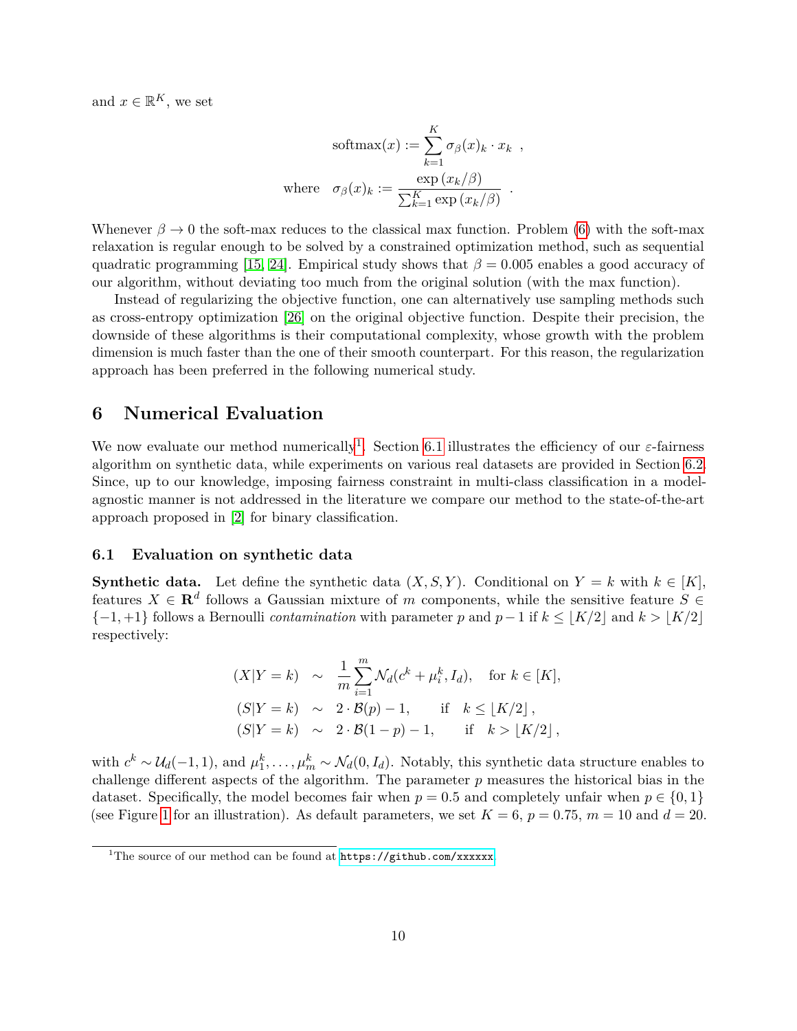and $x \in \mathbb{R}^K$, we set

$$
\begin{aligned}
\text{softmax}(x) &:= \sum_{k=1}^{K} \sigma_\beta(x)_k \cdot x_k \ , \\
\text{where} \quad \sigma_\beta(x)_k &:= \frac{\exp\left(x_k/\beta\right)}{\sum_{k=1}^{K} \exp\left(x_k/\beta\right)} \ .
\end{aligned}
$$

Whenever $\beta \to 0$ the soft-max reduces to the classical max function. Problem (6) with the soft-max relaxation is regular enough to be solved by a constrained optimization method, such as sequential quadratic programming [15, 24]. Empirical study shows that $\beta = 0.005$ enables a good accuracy of our algorithm, without deviating too much from the original solution (with the max function).

Instead of regularizing the objective function, one can alternatively use sampling methods such as cross-entropy optimization [26] on the original objective function. Despite their precision, the downside of these algorithms is their computational complexity, whose growth with the problem dimension is much faster than the one of their smooth counterpart. For this reason, the regularization approach has been preferred in the following numerical study.

## 6 Numerical Evaluation

We now evaluate our method numerically[1]. Section 6.1 illustrates the efficiency of our $\varepsilon$-fairness algorithm on synthetic data, while experiments on various real datasets are provided in Section 6.2. Since, up to our knowledge, imposing fairness constraint in multi-class classification in a model-agnostic manner is not addressed in the literature we compare our method to the state-of-the-art approach proposed in [2] for binary classification.

### 6.1 Evaluation on synthetic data

**Synthetic data.** Let define the synthetic data $(X, S, Y)$. Conditional on $Y = k$ with $k \in [K]$, features $X \in \mathbf{R}^d$ follows a Gaussian mixture of $m$ components, while the sensitive feature $S \in \{-1, +1\}$ follows a Bernoulli *contamination* with parameter $p$ and $p-1$ if $k \leq \lfloor K/2 \rfloor$ and $k > \lfloor K/2 \rfloor$ respectively:

$$
\begin{aligned}
(X|Y = k) &\sim \frac{1}{m} \sum_{i=1}^{m} \mathcal{N}_d(c^k + \mu_i^k, I_d), \quad \text{for } k \in [K], \\
(S|Y = k) &\sim 2 \cdot \mathcal{B}(p) - 1, \qquad \text{if} \quad k \leq \lfloor K/2 \rfloor \, , \\
(S|Y = k) &\sim 2 \cdot \mathcal{B}(1-p) - 1, \qquad \text{if} \quad k > \lfloor K/2 \rfloor \, ,
\end{aligned}
$$

with $c^k \sim \mathcal{U}_d(-1, 1)$, and $\mu_1^k, \ldots, \mu_m^k \sim \mathcal{N}_d(0, I_d)$. Notably, this synthetic data structure enables to challenge different aspects of the algorithm. The parameter $p$ measures the historical bias in the dataset. Specifically, the model becomes fair when $p = 0.5$ and completely unfair when $p \in \{0, 1\}$ (see Figure 1 for an illustration). As default parameters, we set $K = 6$, $p = 0.75$, $m = 10$ and $d = 20$.

[1] The source of our method can be found at https://github.com/xxxxxx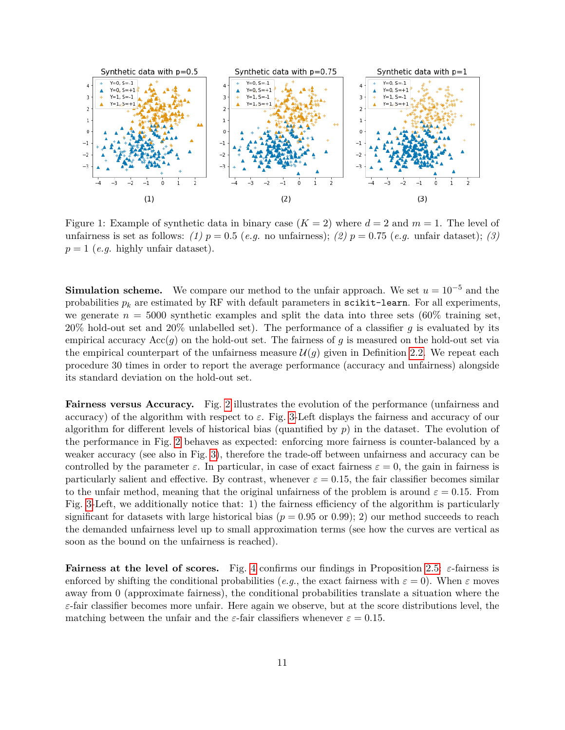Figure 1: Example of synthetic data in binary case ($K = 2$) where $d = 2$ and $m = 1$. The level of unfairness is set as follows: *(1)* $p = 0.5$ (*e.g.* no unfairness); *(2)* $p = 0.75$ (*e.g.* unfair dataset); *(3)* $p = 1$ (*e.g.* highly unfair dataset).

**Simulation scheme.** We compare our method to the unfair approach. We set $u = 10^{-5}$ and the probabilities $p_k$ are estimated by RF with default parameters in `scikit-learn`. For all experiments, we generate $n = 5000$ synthetic examples and split the data into three sets (60% training set, 20% hold-out set and 20% unlabelled set). The performance of a classifier $g$ is evaluated by its empirical accuracy $\text{Acc}(g)$ on the hold-out set. The fairness of $g$ is measured on the hold-out set via the empirical counterpart of the unfairness measure $\mathcal{U}(g)$ given in Definition 2.2. We repeat each procedure 30 times in order to report the average performance (accuracy and unfairness) alongside its standard deviation on the hold-out set.

**Fairness versus Accuracy.** Fig. 2 illustrates the evolution of the performance (unfairness and accuracy) of the algorithm with respect to $\varepsilon$. Fig. 3-Left displays the fairness and accuracy of our algorithm for different levels of historical bias (quantified by $p$) in the dataset. The evolution of the performance in Fig. 2 behaves as expected: enforcing more fairness is counter-balanced by a weaker accuracy (see also in Fig. 3), therefore the trade-off between unfairness and accuracy can be controlled by the parameter $\varepsilon$. In particular, in case of exact fairness $\varepsilon = 0$, the gain in fairness is particularly salient and effective. By contrast, whenever $\varepsilon = 0.15$, the fair classifier becomes similar to the unfair method, meaning that the original unfairness of the problem is around $\varepsilon = 0.15$. From Fig. 3-Left, we additionally notice that: 1) the fairness efficiency of the algorithm is particularly significant for datasets with large historical bias ($p = 0.95$ or $0.99$); 2) our method succeeds to reach the demanded unfairness level up to small approximation terms (see how the curves are vertical as soon as the bound on the unfairness is reached).

**Fairness at the level of scores.** Fig. 4 confirms our findings in Proposition 2.5: $\varepsilon$-fairness is enforced by shifting the conditional probabilities (*e.g.*, the exact fairness with $\varepsilon = 0$). When $\varepsilon$ moves away from 0 (approximate fairness), the conditional probabilities translate a situation where the $\varepsilon$-fair classifier becomes more unfair. Here again we observe, but at the score distributions level, the matching between the unfair and the $\varepsilon$-fair classifiers whenever $\varepsilon = 0.15$.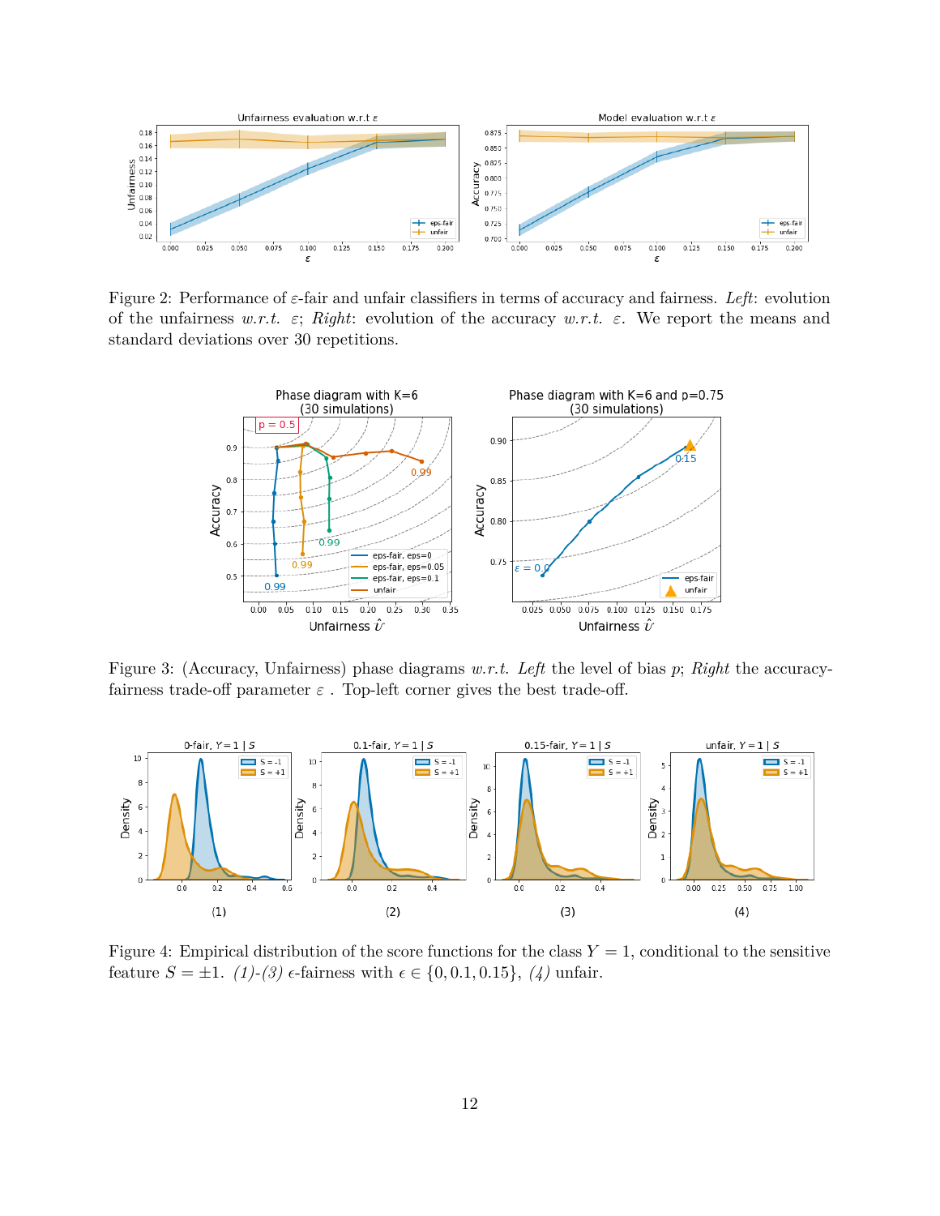Figure 2: Performance of $\varepsilon$-fair and unfair classifiers in terms of accuracy and fairness. *Left*: evolution of the unfairness *w.r.t.* $\varepsilon$; *Right*: evolution of the accuracy *w.r.t.* $\varepsilon$. We report the means and standard deviations over 30 repetitions.

Figure 3: (Accuracy, Unfairness) phase diagrams *w.r.t.* *Left* the level of bias $p$; *Right* the accuracy-fairness trade-off parameter $\varepsilon$ . Top-left corner gives the best trade-off.

Figure 4: Empirical distribution of the score functions for the class $Y = 1$, conditional to the sensitive feature $S = \pm 1$. *(1)-(3)* $\epsilon$-fairness with $\epsilon \in \{0, 0.1, 0.15\}$, *(4)* unfair.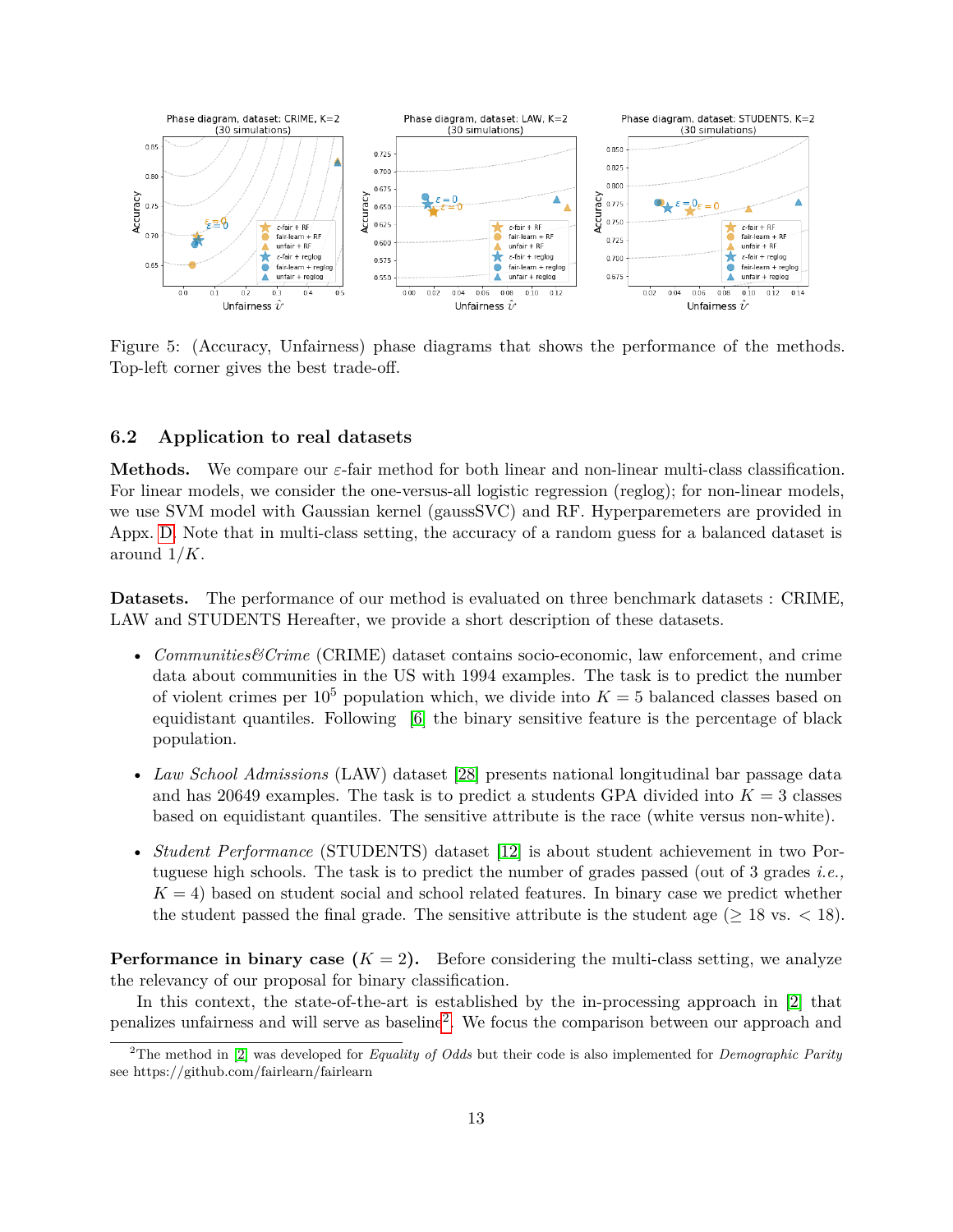Figure 5: (Accuracy, Unfairness) phase diagrams that shows the performance of the methods. Top-left corner gives the best trade-off.

### 6.2 Application to real datasets

**Methods.** We compare our $\varepsilon$-fair method for both linear and non-linear multi-class classification. For linear models, we consider the one-versus-all logistic regression (reglog); for non-linear models, we use SVM model with Gaussian kernel (gaussSVC) and RF. Hyperparemeters are provided in Appx. D. Note that in multi-class setting, the accuracy of a random guess for a balanced dataset is around $1/K$.

**Datasets.** The performance of our method is evaluated on three benchmark datasets : CRIME, LAW and STUDENTS Hereafter, we provide a short description of these datasets.

- *Communities&Crime* (CRIME) dataset contains socio-economic, law enforcement, and crime data about communities in the US with 1994 examples. The task is to predict the number of violent crimes per $10^5$ population which, we divide into $K = 5$ balanced classes based on equidistant quantiles. Following [6] the binary sensitive feature is the percentage of black population.
- *Law School Admissions* (LAW) dataset [28] presents national longitudinal bar passage data and has 20649 examples. The task is to predict a students GPA divided into $K = 3$ classes based on equidistant quantiles. The sensitive attribute is the race (white versus non-white).
- *Student Performance* (STUDENTS) dataset [12] is about student achievement in two Portuguese high schools. The task is to predict the number of grades passed (out of 3 grades *i.e.,* $K = 4$) based on student social and school related features. In binary case we predict whether the student passed the final grade. The sensitive attribute is the student age ($\geq 18$ vs. $< 18$).

**Performance in binary case ($K = 2$).** Before considering the multi-class setting, we analyze the relevancy of our proposal for binary classification.

In this context, the state-of-the-art is established by the in-processing approach in [2] that penalizes unfairness and will serve as baseline[2]. We focus the comparison between our approach and

[2]The method in [2] was developed for *Equality of Odds* but their code is also implemented for *Demographic Parity* see https://github.com/fairlearn/fairlearn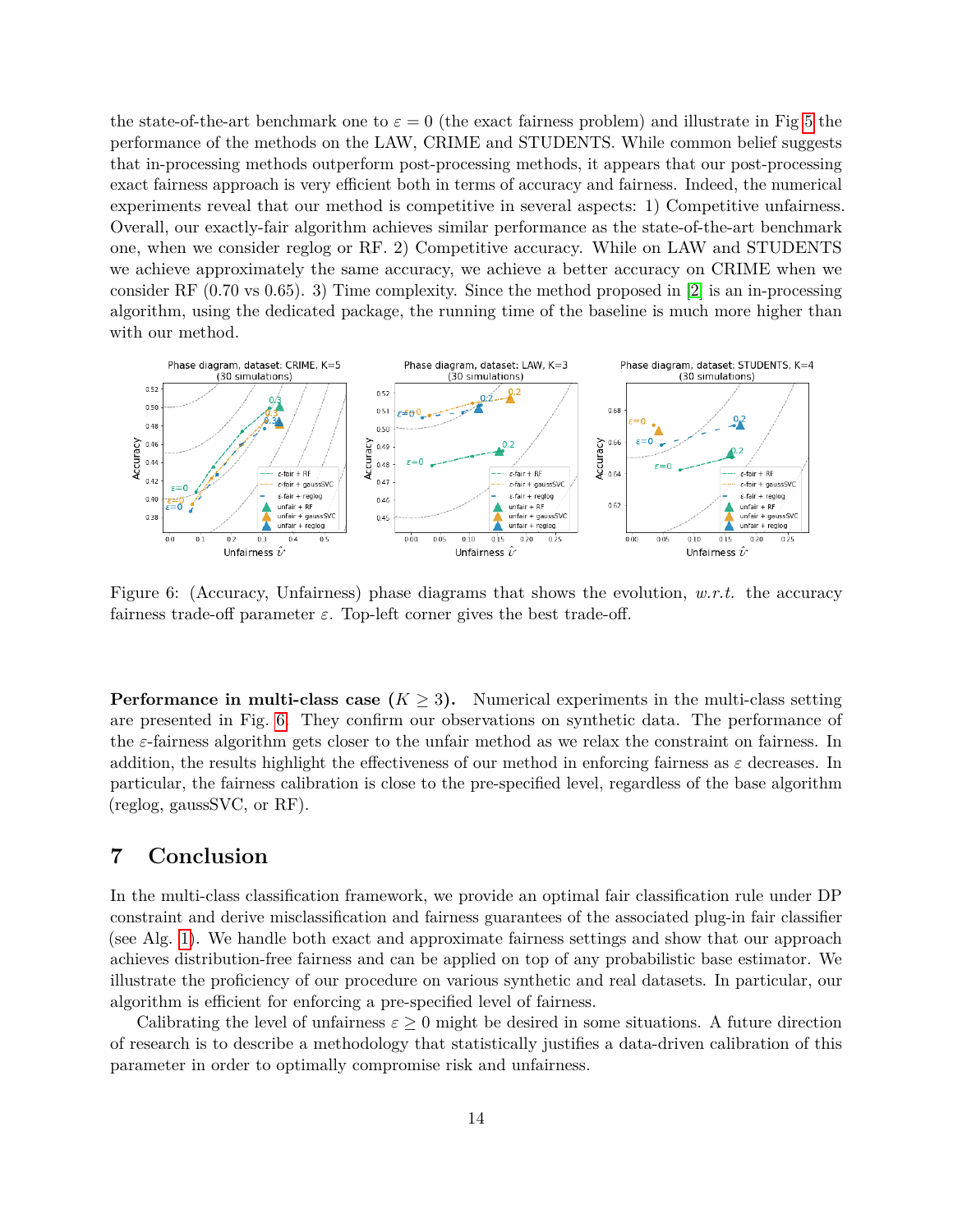the state-of-the-art benchmark one to $\varepsilon = 0$ (the exact fairness problem) and illustrate in Fig 5 the performance of the methods on the LAW, CRIME and STUDENTS. While common belief suggests that in-processing methods outperform post-processing methods, it appears that our post-processing exact fairness approach is very efficient both in terms of accuracy and fairness. Indeed, the numerical experiments reveal that our method is competitive in several aspects: 1) Competitive unfairness. Overall, our exactly-fair algorithm achieves similar performance as the state-of-the-art benchmark one, when we consider reglog or RF. 2) Competitive accuracy. While on LAW and STUDENTS we achieve approximately the same accuracy, we achieve a better accuracy on CRIME when we consider RF (0.70 vs 0.65). 3) Time complexity. Since the method proposed in [2] is an in-processing algorithm, using the dedicated package, the running time of the baseline is much more higher than with our method.

Figure 6: (Accuracy, Unfairness) phase diagrams that shows the evolution, *w.r.t.* the accuracy fairness trade-off parameter $\varepsilon$. Top-left corner gives the best trade-off.

**Performance in multi-class case ($K \geq 3$).** Numerical experiments in the multi-class setting are presented in Fig. 6. They confirm our observations on synthetic data. The performance of the $\varepsilon$-fairness algorithm gets closer to the unfair method as we relax the constraint on fairness. In addition, the results highlight the effectiveness of our method in enforcing fairness as $\varepsilon$ decreases. In particular, the fairness calibration is close to the pre-specified level, regardless of the base algorithm (reglog, gaussSVC, or RF).

## 7 Conclusion

In the multi-class classification framework, we provide an optimal fair classification rule under DP constraint and derive misclassification and fairness guarantees of the associated plug-in fair classifier (see Alg. 1). We handle both exact and approximate fairness settings and show that our approach achieves distribution-free fairness and can be applied on top of any probabilistic base estimator. We illustrate the proficiency of our procedure on various synthetic and real datasets. In particular, our algorithm is efficient for enforcing a pre-specified level of fairness.

Calibrating the level of unfairness $\varepsilon \geq 0$ might be desired in some situations. A future direction of research is to describe a methodology that statistically justifies a data-driven calibration of this parameter in order to optimally compromise risk and unfairness.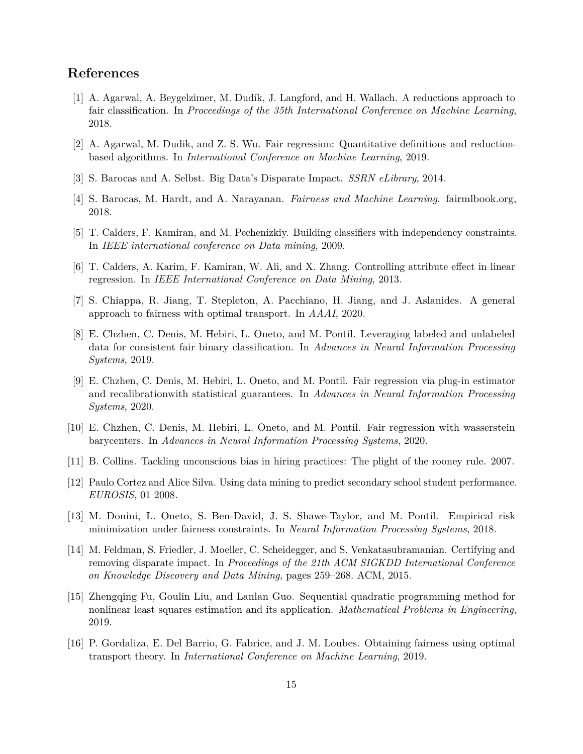# References

[1] A. Agarwal, A. Beygelzimer, M. Dudík, J. Langford, and H. Wallach. A reductions approach to fair classification. In *Proceedings of the 35th International Conference on Machine Learning*, 2018.

[2] A. Agarwal, M. Dudik, and Z. S. Wu. Fair regression: Quantitative definitions and reduction-based algorithms. In *International Conference on Machine Learning*, 2019.

[3] S. Barocas and A. Selbst. Big Data's Disparate Impact. *SSRN eLibrary*, 2014.

[4] S. Barocas, M. Hardt, and A. Narayanan. *Fairness and Machine Learning*. fairmlbook.org, 2018.

[5] T. Calders, F. Kamiran, and M. Pechenizkiy. Building classifiers with independency constraints. In *IEEE international conference on Data mining*, 2009.

[6] T. Calders, A. Karim, F. Kamiran, W. Ali, and X. Zhang. Controlling attribute effect in linear regression. In *IEEE International Conference on Data Mining*, 2013.

[7] S. Chiappa, R. Jiang, T. Stepleton, A. Pacchiano, H. Jiang, and J. Aslanides. A general approach to fairness with optimal transport. In *AAAI*, 2020.

[8] E. Chzhen, C. Denis, M. Hebiri, L. Oneto, and M. Pontil. Leveraging labeled and unlabeled data for consistent fair binary classification. In *Advances in Neural Information Processing Systems*, 2019.

[9] E. Chzhen, C. Denis, M. Hebiri, L. Oneto, and M. Pontil. Fair regression via plug-in estimator and recalibrationwith statistical guarantees. In *Advances in Neural Information Processing Systems*, 2020.

[10] E. Chzhen, C. Denis, M. Hebiri, L. Oneto, and M. Pontil. Fair regression with wasserstein barycenters. In *Advances in Neural Information Processing Systems*, 2020.

[11] B. Collins. Tackling unconscious bias in hiring practices: The plight of the rooney rule. 2007.

[12] Paulo Cortez and Alice Silva. Using data mining to predict secondary school student performance. *EUROSIS*, 01 2008.

[13] M. Donini, L. Oneto, S. Ben-David, J. S. Shawe-Taylor, and M. Pontil. Empirical risk minimization under fairness constraints. In *Neural Information Processing Systems*, 2018.

[14] M. Feldman, S. Friedler, J. Moeller, C. Scheidegger, and S. Venkatasubramanian. Certifying and removing disparate impact. In *Proceedings of the 21th ACM SIGKDD International Conference on Knowledge Discovery and Data Mining*, pages 259–268. ACM, 2015.

[15] Zhengqing Fu, Goulin Liu, and Lanlan Guo. Sequential quadratic programming method for nonlinear least squares estimation and its application. *Mathematical Problems in Engineering*, 2019.

[16] P. Gordaliza, E. Del Barrio, G. Fabrice, and J. M. Loubes. Obtaining fairness using optimal transport theory. In *International Conference on Machine Learning*, 2019.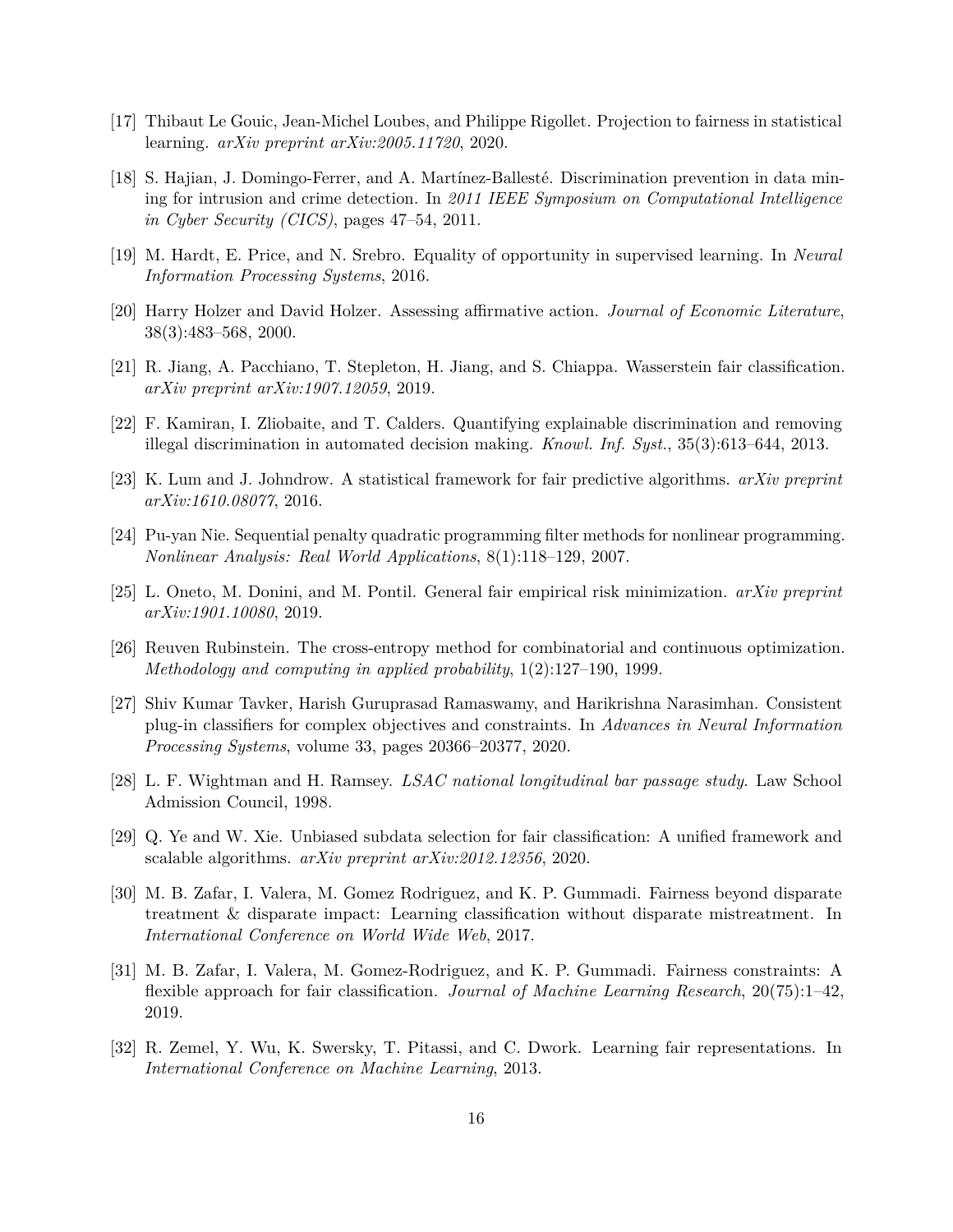[17] Thibaut Le Gouic, Jean-Michel Loubes, and Philippe Rigollet. Projection to fairness in statistical learning. *arXiv preprint arXiv:2005.11720*, 2020.

[18] S. Hajian, J. Domingo-Ferrer, and A. Martínez-Ballesté. Discrimination prevention in data mining for intrusion and crime detection. In *2011 IEEE Symposium on Computational Intelligence in Cyber Security (CICS)*, pages 47–54, 2011.

[19] M. Hardt, E. Price, and N. Srebro. Equality of opportunity in supervised learning. In *Neural Information Processing Systems*, 2016.

[20] Harry Holzer and David Holzer. Assessing affirmative action. *Journal of Economic Literature*, 38(3):483–568, 2000.

[21] R. Jiang, A. Pacchiano, T. Stepleton, H. Jiang, and S. Chiappa. Wasserstein fair classification. *arXiv preprint arXiv:1907.12059*, 2019.

[22] F. Kamiran, I. Zliobaite, and T. Calders. Quantifying explainable discrimination and removing illegal discrimination in automated decision making. *Knowl. Inf. Syst.*, 35(3):613–644, 2013.

[23] K. Lum and J. Johndrow. A statistical framework for fair predictive algorithms. *arXiv preprint arXiv:1610.08077*, 2016.

[24] Pu-yan Nie. Sequential penalty quadratic programming filter methods for nonlinear programming. *Nonlinear Analysis: Real World Applications*, 8(1):118–129, 2007.

[25] L. Oneto, M. Donini, and M. Pontil. General fair empirical risk minimization. *arXiv preprint arXiv:1901.10080*, 2019.

[26] Reuven Rubinstein. The cross-entropy method for combinatorial and continuous optimization. *Methodology and computing in applied probability*, 1(2):127–190, 1999.

[27] Shiv Kumar Tavker, Harish Guruprasad Ramaswamy, and Harikrishna Narasimhan. Consistent plug-in classifiers for complex objectives and constraints. In *Advances in Neural Information Processing Systems*, volume 33, pages 20366–20377, 2020.

[28] L. F. Wightman and H. Ramsey. *LSAC national longitudinal bar passage study*. Law School Admission Council, 1998.

[29] Q. Ye and W. Xie. Unbiased subdata selection for fair classification: A unified framework and scalable algorithms. *arXiv preprint arXiv:2012.12356*, 2020.

[30] M. B. Zafar, I. Valera, M. Gomez Rodriguez, and K. P. Gummadi. Fairness beyond disparate treatment & disparate impact: Learning classification without disparate mistreatment. In *International Conference on World Wide Web*, 2017.

[31] M. B. Zafar, I. Valera, M. Gomez-Rodriguez, and K. P. Gummadi. Fairness constraints: A flexible approach for fair classification. *Journal of Machine Learning Research*, 20(75):1–42, 2019.

[32] R. Zemel, Y. Wu, K. Swersky, T. Pitassi, and C. Dwork. Learning fair representations. In *International Conference on Machine Learning*, 2013.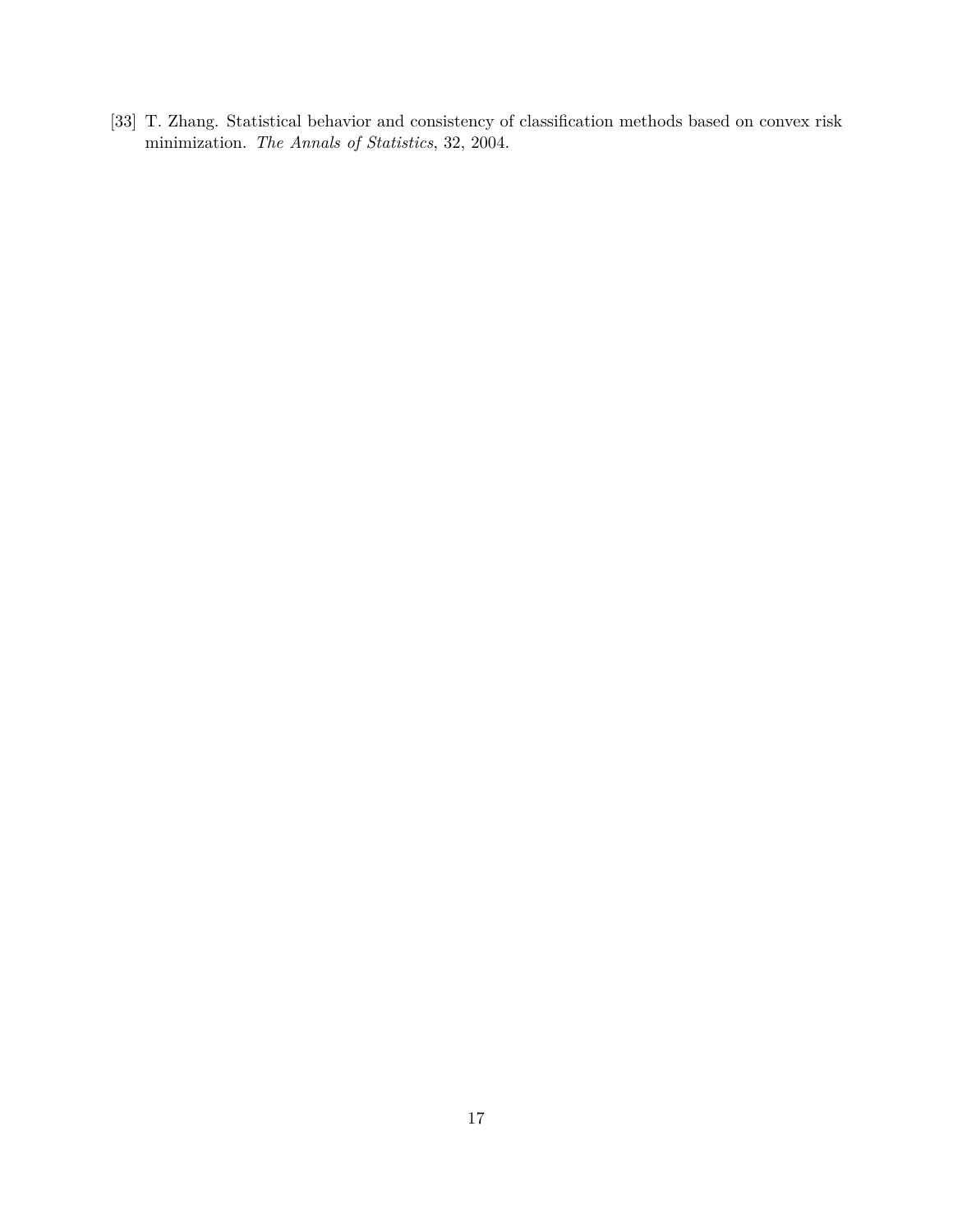[33] T. Zhang. Statistical behavior and consistency of classification methods based on convex risk minimization. *The Annals of Statistics*, 32, 2004.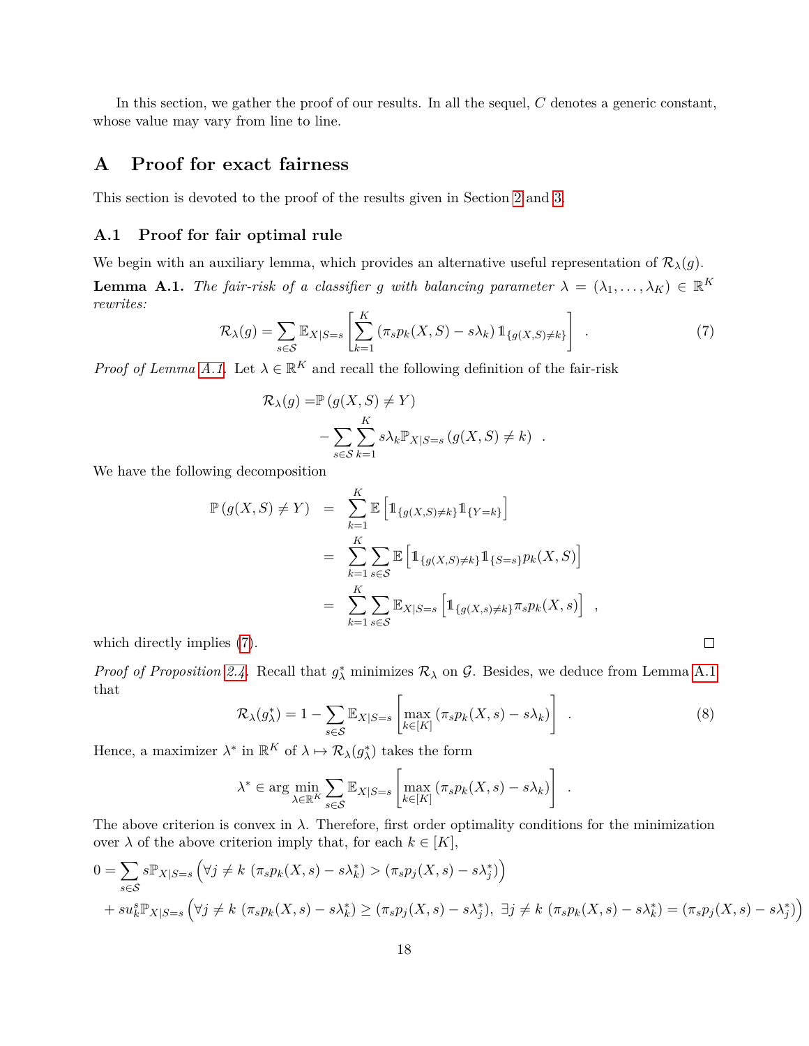In this section, we gather the proof of our results. In all the sequel, $C$ denotes a generic constant, whose value may vary from line to line.

# A Proof for exact fairness

This section is devoted to the proof of the results given in Section 2 and 3.

## A.1 Proof for fair optimal rule

We begin with an auxiliary lemma, which provides an alternative useful representation of $\mathcal{R}_\lambda(g)$.

**Lemma A.1.** *The fair-risk of a classifier $g$ with balancing parameter $\lambda = (\lambda_1, \ldots, \lambda_K) \in \mathbb{R}^K$ rewrites:*

$$\mathcal{R}_\lambda(g) = \sum_{s \in \mathcal{S}} \mathbb{E}_{X|S=s}\left[\sum_{k=1}^{K} \left(\pi_s p_k(X,S) - s\lambda_k\right) \mathbb{1}_{\{g(X,S)\neq k\}}\right] \quad . \tag{7}$$

*Proof of Lemma A.1.* Let $\lambda \in \mathbb{R}^K$ and recall the following definition of the fair-risk

$$\begin{aligned}
\mathcal{R}_\lambda(g) =& \mathbb{P}\left(g(X,S) \neq Y\right) \\
&- \sum_{s\in\mathcal{S}} \sum_{k=1}^{K} s\lambda_k \mathbb{P}_{X|S=s}\left(g(X,S) \neq k\right) \quad .
\end{aligned}$$

We have the following decomposition

$$\begin{aligned}
\mathbb{P}\left(g(X,S) \neq Y\right) &= \sum_{k=1}^{K} \mathbb{E}\left[\mathbb{1}_{\{g(X,S)\neq k\}} \mathbb{1}_{\{Y=k\}}\right] \\
&= \sum_{k=1}^{K} \sum_{s\in\mathcal{S}} \mathbb{E}\left[\mathbb{1}_{\{g(X,S)\neq k\}} \mathbb{1}_{\{S=s\}} p_k(X,S)\right] \\
&= \sum_{k=1}^{K} \sum_{s\in\mathcal{S}} \mathbb{E}_{X|S=s}\left[\mathbb{1}_{\{g(X,s)\neq k\}} \pi_s p_k(X,s)\right] \quad ,
\end{aligned}$$

which directly implies (7). $\square$

*Proof of Proposition 2.4.* Recall that $g^*_\lambda$ minimizes $\mathcal{R}_\lambda$ on $\mathcal{G}$. Besides, we deduce from Lemma A.1 that

$$\mathcal{R}_\lambda(g^*_\lambda) = 1 - \sum_{s\in\mathcal{S}} \mathbb{E}_{X|S=s}\left[\max_{k\in[K]} \left(\pi_s p_k(X,s) - s\lambda_k\right)\right] \quad . \tag{8}$$

Hence, a maximizer $\lambda^*$ in $\mathbb{R}^K$ of $\lambda \mapsto \mathcal{R}_\lambda(g^*_\lambda)$ takes the form

$$\lambda^* \in \arg\min_{\lambda\in\mathbb{R}^K} \sum_{s\in\mathcal{S}} \mathbb{E}_{X|S=s}\left[\max_{k\in[K]} \left(\pi_s p_k(X,s) - s\lambda_k\right)\right] \quad .$$

The above criterion is convex in $\lambda$. Therefore, first order optimality conditions for the minimization over $\lambda$ of the above criterion imply that, for each $k \in [K]$,

$$\begin{aligned}
0 =& \sum_{s\in\mathcal{S}} s\mathbb{P}_{X|S=s}\left(\forall j \neq k \ (\pi_s p_k(X,s) - s\lambda^*_k) > (\pi_s p_j(X,s) - s\lambda^*_j)\right) \\
&+ su^s_k \mathbb{P}_{X|S=s}\left(\forall j \neq k \ (\pi_s p_k(X,s) - s\lambda^*_k) \geq (\pi_s p_j(X,s) - s\lambda^*_j), \ \exists j \neq k \ (\pi_s p_k(X,s) - s\lambda^*_k) = (\pi_s p_j(X,s) - s\lambda^*_j)\right)
\end{aligned}$$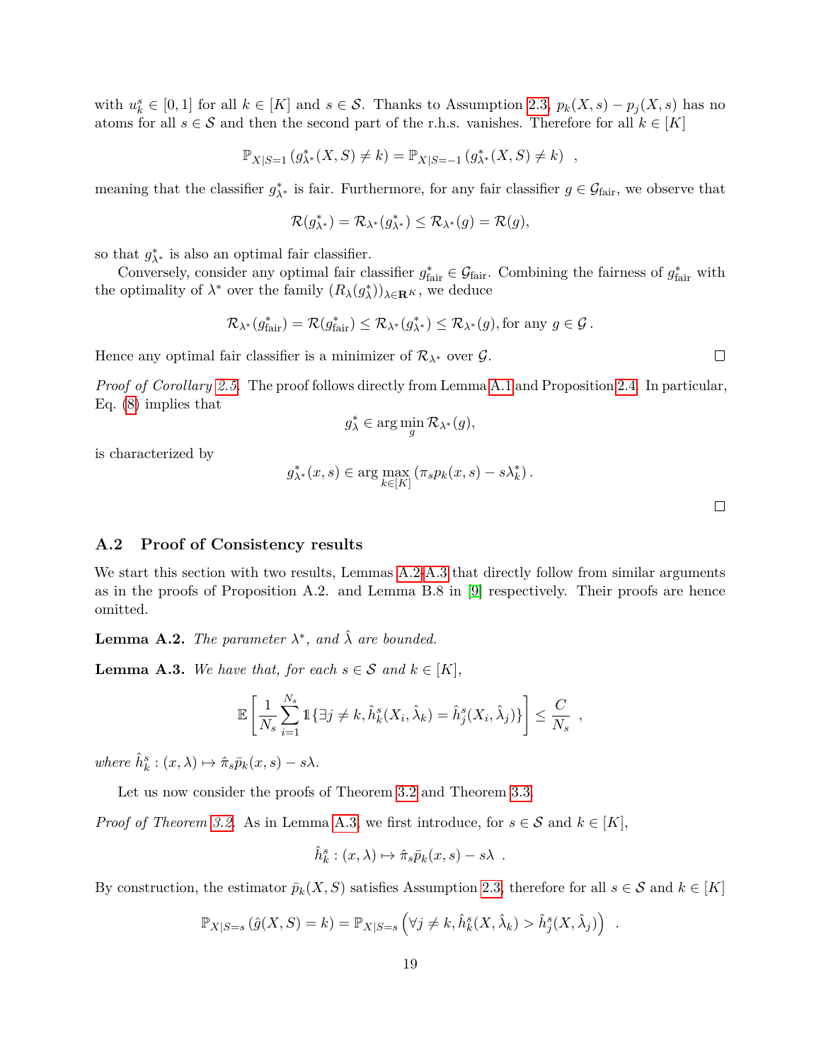with $u_k^s \in [0,1]$ for all $k \in [K]$ and $s \in \mathcal{S}$. Thanks to Assumption 2.3, $p_k(X,s) - p_j(X,s)$ has no atoms for all $s \in \mathcal{S}$ and then the second part of the r.h.s. vanishes. Therefore for all $k \in [K]$

$$\mathbb{P}_{X|S=1}\left(g^*_{\lambda^*}(X,S) \neq k\right) = \mathbb{P}_{X|S=-1}\left(g^*_{\lambda^*}(X,S) \neq k\right) \quad ,$$

meaning that the classifier $g^*_{\lambda^*}$ is fair. Furthermore, for any fair classifier $g \in \mathcal{G}_{\text{fair}}$, we observe that

$$\mathcal{R}(g^*_{\lambda^*}) = \mathcal{R}_{\lambda^*}(g^*_{\lambda^*}) \leq \mathcal{R}_{\lambda^*}(g) = \mathcal{R}(g),$$

so that $g^*_{\lambda^*}$ is also an optimal fair classifier.

Conversely, consider any optimal fair classifier $g^*_{\text{fair}} \in \mathcal{G}_{\text{fair}}$. Combining the fairness of $g^*_{\text{fair}}$ with the optimality of $\lambda^*$ over the family $(R_\lambda(g^*_\lambda))_{\lambda \in \mathbf{R}^K}$, we deduce

$$\mathcal{R}_{\lambda^*}(g^*_{\text{fair}}) = \mathcal{R}(g^*_{\text{fair}}) \leq \mathcal{R}_{\lambda^*}(g^*_{\lambda^*}) \leq \mathcal{R}_{\lambda^*}(g), \text{for any } g \in \mathcal{G}\,.$$

Hence any optimal fair classifier is a minimizer of $\mathcal{R}_{\lambda^*}$ over $\mathcal{G}$. □

*Proof of Corollary 2.5.* The proof follows directly from Lemma A.1 and Proposition 2.4. In particular, Eq. (8) implies that

$$g^*_\lambda \in \arg\min_g \mathcal{R}_{\lambda^*}(g),$$

is characterized by

$$g^*_{\lambda^*}(x,s) \in \arg\max_{k \in [K]} \left(\pi_s p_k(x,s) - s\lambda^*_k\right).$$

□

### A.2 Proof of Consistency results

We start this section with two results, Lemmas A.2-A.3 that directly follow from similar arguments as in the proofs of Proposition A.2. and Lemma B.8 in [9] respectively. Their proofs are hence omitted.

**Lemma A.2.** *The parameter $\lambda^*$, and $\hat{\lambda}$ are bounded.*

**Lemma A.3.** *We have that, for each $s \in \mathcal{S}$ and $k \in [K]$,*

$$\mathbb{E}\left[\frac{1}{N_s}\sum_{i=1}^{N_s} \mathbb{1}\{\exists j \neq k, \hat{h}^s_k(X_i, \hat{\lambda}_k) = \hat{h}^s_j(X_i, \hat{\lambda}_j)\}\right] \leq \frac{C}{N_s} \quad ,$$

*where $\hat{h}^s_k : (x,\lambda) \mapsto \hat{\pi}_s \bar{p}_k(x,s) - s\lambda$.*

Let us now consider the proofs of Theorem 3.2 and Theorem 3.3.

*Proof of Theorem 3.2.* As in Lemma A.3, we first introduce, for $s \in \mathcal{S}$ and $k \in [K]$,

$$\hat{h}^s_k : (x,\lambda) \mapsto \hat{\pi}_s \bar{p}_k(x,s) - s\lambda \quad .$$

By construction, the estimator $\bar{p}_k(X,S)$ satisfies Assumption 2.3, therefore for all $s \in \mathcal{S}$ and $k \in [K]$

$$\mathbb{P}_{X|S=s}\left(\hat{g}(X,S) = k\right) = \mathbb{P}_{X|S=s}\left(\forall j \neq k, \hat{h}^s_k(X,\hat{\lambda}_k) > \hat{h}^s_j(X,\hat{\lambda}_j)\right) \quad .$$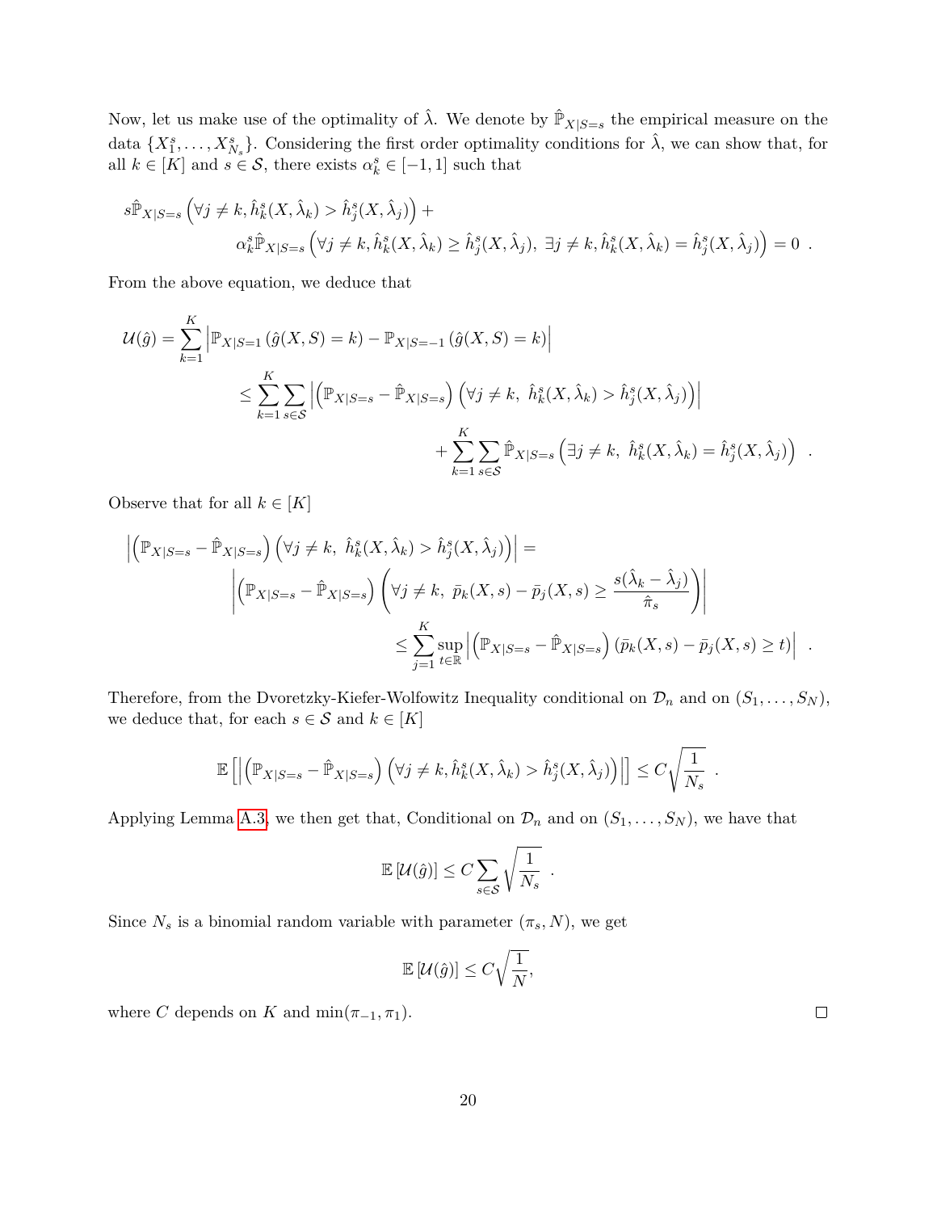Now, let us make use of the optimality of $\hat{\lambda}$. We denote by $\hat{\mathbb{P}}_{X|S=s}$ the empirical measure on the data $\{X_1^s, \ldots, X_{N_s}^s\}$. Considering the first order optimality conditions for $\hat{\lambda}$, we can show that, for all $k \in [K]$ and $s \in \mathcal{S}$, there exists $\alpha_k^s \in [-1, 1]$ such that

$$
s\hat{\mathbb{P}}_{X|S=s}\left(\forall j \neq k, \hat{h}_k^s(X, \hat{\lambda}_k) > \hat{h}_j^s(X, \hat{\lambda}_j)\right) + \\
\alpha_k^s \hat{\mathbb{P}}_{X|S=s}\left(\forall j \neq k, \hat{h}_k^s(X, \hat{\lambda}_k) \geq \hat{h}_j^s(X, \hat{\lambda}_j),\ \exists j \neq k, \hat{h}_k^s(X, \hat{\lambda}_k) = \hat{h}_j^s(X, \hat{\lambda}_j)\right) = 0 \ .
$$

From the above equation, we deduce that

$$
\begin{aligned}
\mathcal{U}(\hat{g}) &= \sum_{k=1}^{K} \left| \mathbb{P}_{X|S=1}\left(\hat{g}(X, S) = k\right) - \mathbb{P}_{X|S=-1}\left(\hat{g}(X, S) = k\right) \right| \\
&\leq \sum_{k=1}^{K} \sum_{s \in \mathcal{S}} \left| \left(\mathbb{P}_{X|S=s} - \hat{\mathbb{P}}_{X|S=s}\right)\left(\forall j \neq k,\ \hat{h}_k^s(X, \hat{\lambda}_k) > \hat{h}_j^s(X, \hat{\lambda}_j)\right) \right| \\
&\qquad + \sum_{k=1}^{K} \sum_{s \in \mathcal{S}} \hat{\mathbb{P}}_{X|S=s}\left(\exists j \neq k,\ \hat{h}_k^s(X, \hat{\lambda}_k) = \hat{h}_j^s(X, \hat{\lambda}_j)\right) \ .
\end{aligned}
$$

Observe that for all $k \in [K]$

$$
\begin{aligned}
&\left| \left(\mathbb{P}_{X|S=s} - \hat{\mathbb{P}}_{X|S=s}\right)\left(\forall j \neq k,\ \hat{h}_k^s(X, \hat{\lambda}_k) > \hat{h}_j^s(X, \hat{\lambda}_j)\right) \right| = \\
&\qquad \left| \left(\mathbb{P}_{X|S=s} - \hat{\mathbb{P}}_{X|S=s}\right)\left(\forall j \neq k,\ \bar{p}_k(X, s) - \bar{p}_j(X, s) \geq \frac{s(\hat{\lambda}_k - \hat{\lambda}_j)}{\hat{\pi}_s}\right) \right| \\
&\qquad\qquad \leq \sum_{j=1}^{K} \sup_{t \in \mathbb{R}} \left| \left(\mathbb{P}_{X|S=s} - \hat{\mathbb{P}}_{X|S=s}\right)\left(\bar{p}_k(X, s) - \bar{p}_j(X, s) \geq t\right) \right| \ .
\end{aligned}
$$

Therefore, from the Dvoretzky-Kiefer-Wolfowitz Inequality conditional on $\mathcal{D}_n$ and on $(S_1, \ldots, S_N)$, we deduce that, for each $s \in \mathcal{S}$ and $k \in [K]$

$$
\mathbb{E}\left[ \left| \left(\mathbb{P}_{X|S=s} - \hat{\mathbb{P}}_{X|S=s}\right)\left(\forall j \neq k, \hat{h}_k^s(X, \hat{\lambda}_k) > \hat{h}_j^s(X, \hat{\lambda}_j)\right) \right| \right] \leq C\sqrt{\frac{1}{N_s}} \ .
$$

Applying Lemma A.3, we then get that, Conditional on $\mathcal{D}_n$ and on $(S_1, \ldots, S_N)$, we have that

$$
\mathbb{E}\left[\mathcal{U}(\hat{g})\right] \leq C \sum_{s \in \mathcal{S}} \sqrt{\frac{1}{N_s}} \ .
$$

Since $N_s$ is a binomial random variable with parameter $(\pi_s, N)$, we get

$$
\mathbb{E}\left[\mathcal{U}(\hat{g})\right] \leq C\sqrt{\frac{1}{N}},
$$

where $C$ depends on $K$ and $\min(\pi_{-1}, \pi_1)$. □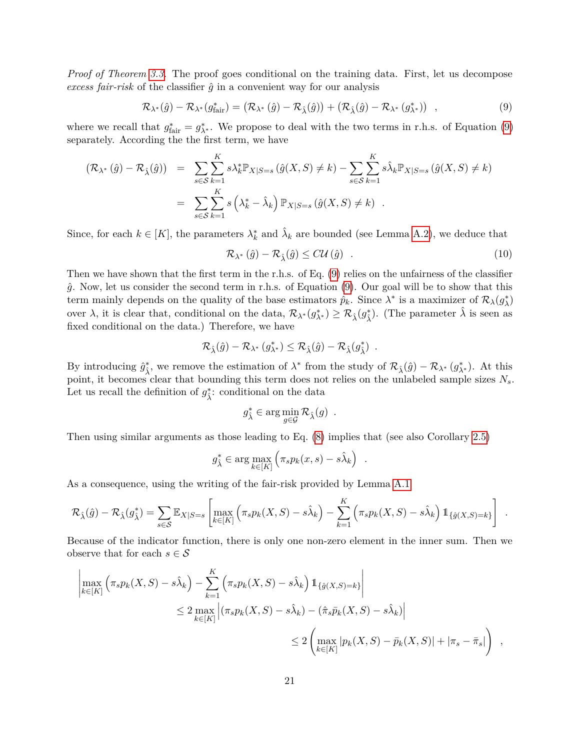*Proof of Theorem 3.3.* The proof goes conditional on the training data. First, let us decompose *excess fair-risk* of the classifier $\hat{g}$ in a convenient way for our analysis

$$\mathcal{R}_{\lambda^*}(\hat{g}) - \mathcal{R}_{\lambda^*}(g^*_{\text{fair}}) = \left(\mathcal{R}_{\lambda^*}(\hat{g}) - \mathcal{R}_{\hat{\lambda}}(\hat{g})\right) + \left(\mathcal{R}_{\hat{\lambda}}(\hat{g}) - \mathcal{R}_{\lambda^*}(g^*_{\lambda^*})\right) \quad , \tag{9}$$

where we recall that $g^*_{\text{fair}} = g^*_{\lambda^*}$. We propose to deal with the two terms in r.h.s. of Equation (9) separately. According the the first term, we have

$$\begin{aligned}
\left(\mathcal{R}_{\lambda^*}(\hat{g}) - \mathcal{R}_{\hat{\lambda}}(\hat{g})\right) &= \sum_{s \in \mathcal{S}} \sum_{k=1}^{K} s\lambda^*_k \mathbb{P}_{X|S=s}\left(\hat{g}(X,S) \neq k\right) - \sum_{s \in \mathcal{S}} \sum_{k=1}^{K} s\hat{\lambda}_k \mathbb{P}_{X|S=s}\left(\hat{g}(X,S) \neq k\right) \\
&= \sum_{s \in \mathcal{S}} \sum_{k=1}^{K} s\left(\lambda^*_k - \hat{\lambda}_k\right) \mathbb{P}_{X|S=s}\left(\hat{g}(X,S) \neq k\right) \quad .
\end{aligned}$$

Since, for each $k \in [K]$, the parameters $\lambda^*_k$ and $\hat{\lambda}_k$ are bounded (see Lemma A.2), we deduce that

$$\mathcal{R}_{\lambda^*}(\hat{g}) - \mathcal{R}_{\hat{\lambda}}(\hat{g}) \leq C\mathcal{U}\left(\hat{g}\right) \quad . \tag{10}$$

Then we have shown that the first term in the r.h.s. of Eq. (9) relies on the unfairness of the classifier $\hat{g}$. Now, let us consider the second term in r.h.s. of Equation (9). Our goal will be to show that this term mainly depends on the quality of the base estimators $\hat{p}_k$. Since $\lambda^*$ is a maximizer of $\mathcal{R}_{\lambda}(g^*_{\lambda})$ over $\lambda$, it is clear that, conditional on the data, $\mathcal{R}_{\lambda^*}(g^*_{\lambda^*}) \geq \mathcal{R}_{\hat{\lambda}}(g^*_{\hat{\lambda}})$. (The parameter $\hat{\lambda}$ is seen as fixed conditional on the data.) Therefore, we have

$$\mathcal{R}_{\hat{\lambda}}(\hat{g}) - \mathcal{R}_{\lambda^*}\left(g^*_{\lambda^*}\right) \leq \mathcal{R}_{\hat{\lambda}}(\hat{g}) - \mathcal{R}_{\hat{\lambda}}(g^*_{\hat{\lambda}}) \quad .$$

By introducing $\hat{g}^*_{\hat{\lambda}}$, we remove the estimation of $\lambda^*$ from the study of $\mathcal{R}_{\hat{\lambda}}(\hat{g}) - \mathcal{R}_{\lambda^*}\left(g^*_{\lambda^*}\right)$. At this point, it becomes clear that bounding this term does not relies on the unlabeled sample sizes $N_s$. Let us recall the definition of $g^*_{\hat{\lambda}}$: conditional on the data

$$g^*_{\hat{\lambda}} \in \arg\min_{g \in \mathcal{G}} \mathcal{R}_{\hat{\lambda}}(g) \quad .$$

Then using similar arguments as those leading to Eq. (8) implies that (see also Corollary 2.5)

$$g^*_{\hat{\lambda}} \in \arg\max_{k \in [K]} \left(\pi_s p_k(x,s) - s\hat{\lambda}_k\right) \quad .$$

As a consequence, using the writing of the fair-risk provided by Lemma A.1

$$\mathcal{R}_{\hat{\lambda}}(\hat{g}) - \mathcal{R}_{\hat{\lambda}}(g^*_{\hat{\lambda}}) = \sum_{s \in \mathcal{S}} \mathbb{E}_{X|S=s}\left[\max_{k \in [K]} \left(\pi_s p_k(X,S) - s\hat{\lambda}_k\right) - \sum_{k=1}^{K} \left(\pi_s p_k(X,S) - s\hat{\lambda}_k\right) \mathbb{1}_{\{\hat{g}(X,S)=k\}}\right] \quad .$$

Because of the indicator function, there is only one non-zero element in the inner sum. Then we observe that for each $s \in \mathcal{S}$

$$\begin{aligned}
&\left|\max_{k \in [K]} \left(\pi_s p_k(X,S) - s\hat{\lambda}_k\right) - \sum_{k=1}^{K} \left(\pi_s p_k(X,S) - s\hat{\lambda}_k\right) \mathbb{1}_{\{\hat{g}(X,S)=k\}}\right| \\
&\qquad \leq 2 \max_{k \in [K]} \left|(\pi_s p_k(X,S) - s\hat{\lambda}_k) - (\hat{\pi}_s \bar{p}_k(X,S) - s\hat{\lambda}_k)\right| \\
&\qquad\qquad \leq 2\left(\max_{k \in [K]} |p_k(X,S) - \bar{p}_k(X,S)| + |\pi_s - \bar{\pi}_s|\right) \quad ,
\end{aligned}$$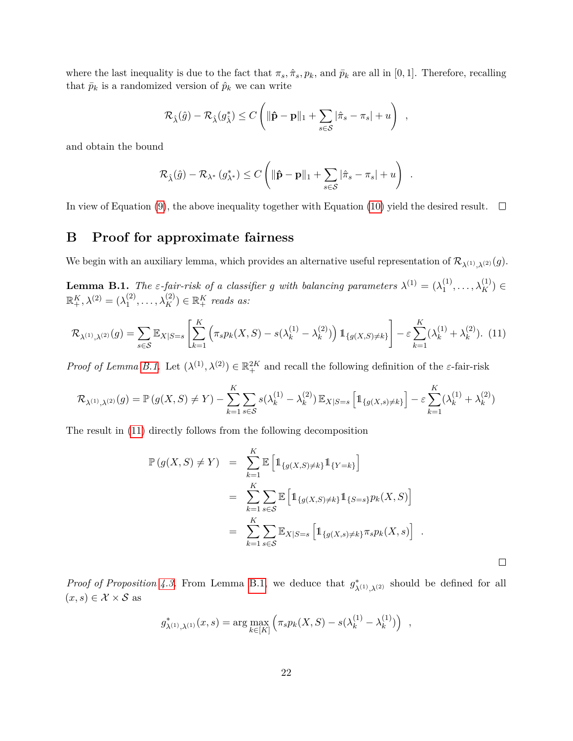where the last inequality is due to the fact that $\pi_s, \hat{\pi}_s, p_k$, and $\bar{p}_k$ are all in $[0,1]$. Therefore, recalling that $\bar{p}_k$ is a randomized version of $\hat{p}_k$ we can write

$$\mathcal{R}_{\hat{\lambda}}(\hat{g}) - \mathcal{R}_{\hat{\lambda}}(g^*_{\hat{\lambda}}) \leq C\left(\|\hat{\mathbf{p}} - \mathbf{p}\|_1 + \sum_{s\in\mathcal{S}} |\hat{\pi}_s - \pi_s| + u\right) \ ,$$

and obtain the bound

$$\mathcal{R}_{\hat{\lambda}}(\hat{g}) - \mathcal{R}_{\lambda^*}(g^*_{\lambda^*}) \leq C\left(\|\hat{\mathbf{p}} - \mathbf{p}\|_1 + \sum_{s\in\mathcal{S}} |\hat{\pi}_s - \pi_s| + u\right) \ .$$

In view of Equation (9), the above inequality together with Equation (10) yield the desired result. □

# B Proof for approximate fairness

We begin with an auxiliary lemma, which provides an alternative useful representation of $\mathcal{R}_{\lambda^{(1)},\lambda^{(2)}}(g)$.

**Lemma B.1.** *The $\varepsilon$-fair-risk of a classifier $g$ with balancing parameters $\lambda^{(1)} = (\lambda^{(1)}_1, \ldots, \lambda^{(1)}_K) \in \mathbb{R}^K_+, \lambda^{(2)} = (\lambda^{(2)}_1, \ldots, \lambda^{(2)}_K) \in \mathbb{R}^K_+$ reads as:*

$$\mathcal{R}_{\lambda^{(1)},\lambda^{(2)}}(g) = \sum_{s\in\mathcal{S}} \mathbb{E}_{X|S=s}\left[\sum_{k=1}^K \left(\pi_s p_k(X,S) - s(\lambda^{(1)}_k - \lambda^{(2)}_k)\right)\mathbb{1}_{\{g(X,S)\neq k\}}\right] - \varepsilon\sum_{k=1}^K(\lambda^{(1)}_k + \lambda^{(2)}_k). \quad (11)$$

*Proof of Lemma B.1.* Let $(\lambda^{(1)}, \lambda^{(2)}) \in \mathbb{R}^{2K}_+$ and recall the following definition of the $\varepsilon$-fair-risk

$$\mathcal{R}_{\lambda^{(1)},\lambda^{(2)}}(g) = \mathbb{P}\left(g(X,S)\neq Y\right) - \sum_{k=1}^K\sum_{s\in\mathcal{S}} s(\lambda^{(1)}_k - \lambda^{(2)}_k)\,\mathbb{E}_{X|S=s}\left[\mathbb{1}_{\{g(X,s)\neq k\}}\right] - \varepsilon\sum_{k=1}^K(\lambda^{(1)}_k + \lambda^{(2)}_k)$$

The result in (11) directly follows from the following decomposition

$$\begin{aligned}
\mathbb{P}\left(g(X,S)\neq Y\right) &= \sum_{k=1}^K \mathbb{E}\left[\mathbb{1}_{\{g(X,S)\neq k\}}\mathbb{1}_{\{Y=k\}}\right] \\
&= \sum_{k=1}^K\sum_{s\in\mathcal{S}} \mathbb{E}\left[\mathbb{1}_{\{g(X,S)\neq k\}}\mathbb{1}_{\{S=s\}}p_k(X,S)\right] \\
&= \sum_{k=1}^K\sum_{s\in\mathcal{S}} \mathbb{E}_{X|S=s}\left[\mathbb{1}_{\{g(X,s)\neq k\}}\pi_s p_k(X,s)\right] \ .
\end{aligned}$$

□

*Proof of Proposition 4.3.* From Lemma B.1, we deduce that $g^*_{\lambda^{(1)},\lambda^{(2)}}$ should be defined for all $(x,s) \in \mathcal{X}\times\mathcal{S}$ as

$$g^*_{\lambda^{(1)},\lambda^{(1)}}(x,s) = \arg\max_{k\in[K]}\left(\pi_s p_k(X,S) - s(\lambda^{(1)}_k - \lambda^{(1)}_k)\right) \ ,$$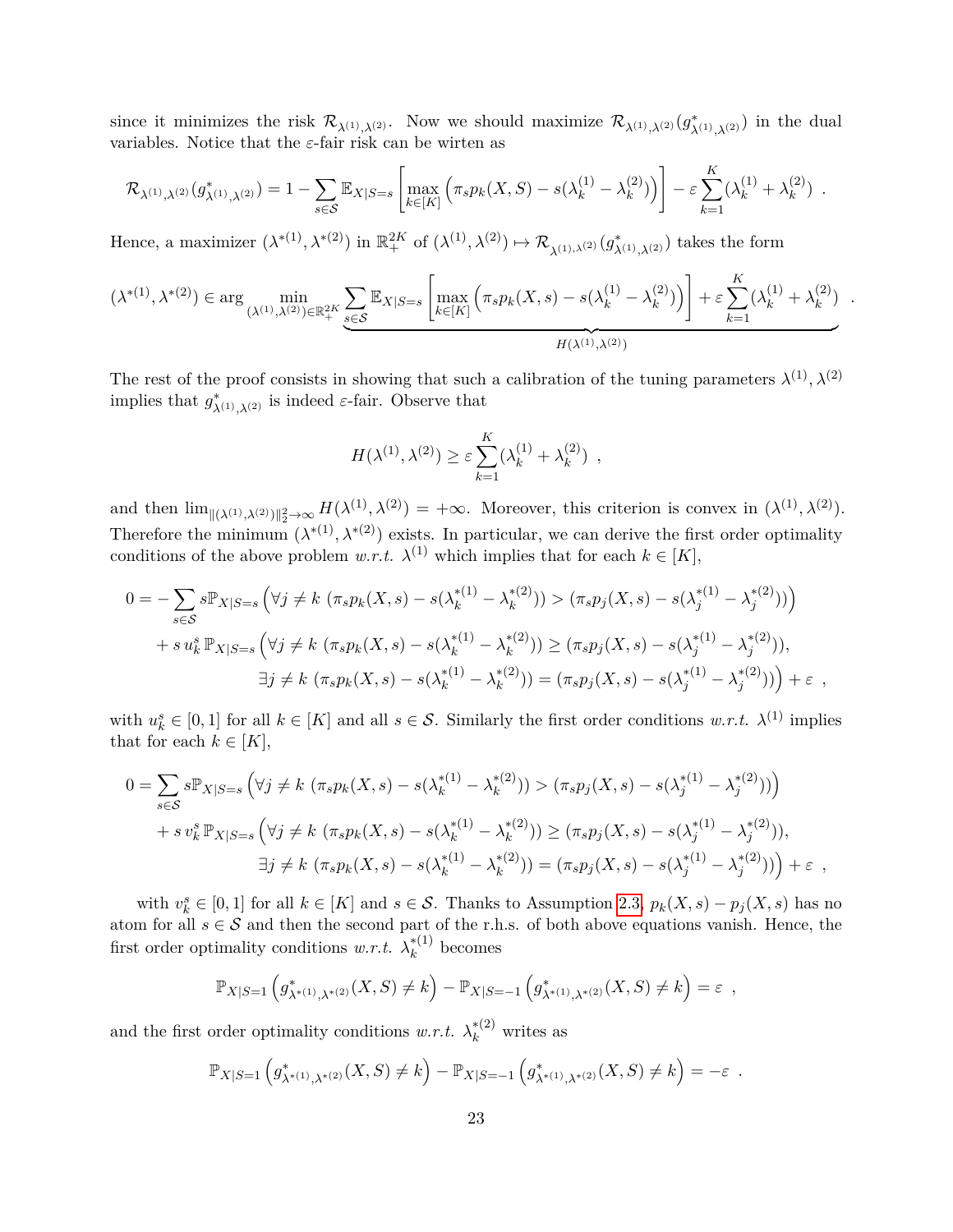since it minimizes the risk $\mathcal{R}_{\lambda^{(1)},\lambda^{(2)}}$. Now we should maximize $\mathcal{R}_{\lambda^{(1)},\lambda^{(2)}}(g^*_{\lambda^{(1)},\lambda^{(2)}})$ in the dual variables. Notice that the $\varepsilon$-fair risk can be wirten as

$$
\mathcal{R}_{\lambda^{(1)},\lambda^{(2)}}(g^*_{\lambda^{(1)},\lambda^{(2)}}) = 1 - \sum_{s\in\mathcal{S}} \mathbb{E}_{X|S=s}\left[\max_{k\in[K]}\left(\pi_s p_k(X,S) - s(\lambda_k^{(1)} - \lambda_k^{(2)})\right)\right] - \varepsilon\sum_{k=1}^{K}(\lambda_k^{(1)} + \lambda_k^{(2)}) \ .
$$

Hence, a maximizer $(\lambda^{*(1)}, \lambda^{*(2)})$ in $\mathbb{R}_+^{2K}$ of $(\lambda^{(1)},\lambda^{(2)}) \mapsto \mathcal{R}_{\lambda^{(1)},\lambda^{(2)}}(g^*_{\lambda^{(1)},\lambda^{(2)}})$ takes the form

$$
(\lambda^{*(1)}, \lambda^{*(2)}) \in \arg\min_{(\lambda^{(1)},\lambda^{(2)})\in\mathbb{R}_+^{2K}} \underbrace{\sum_{s\in\mathcal{S}} \mathbb{E}_{X|S=s}\left[\max_{k\in[K]}\left(\pi_s p_k(X,s) - s(\lambda_k^{(1)} - \lambda_k^{(2)})\right)\right] + \varepsilon\sum_{k=1}^{K}(\lambda_k^{(1)} + \lambda_k^{(2)})}_{H(\lambda^{(1)},\lambda^{(2)})} \ .
$$

The rest of the proof consists in showing that such a calibration of the tuning parameters $\lambda^{(1)}, \lambda^{(2)}$ implies that $g^*_{\lambda^{(1)},\lambda^{(2)}}$ is indeed $\varepsilon$-fair. Observe that

$$
H(\lambda^{(1)},\lambda^{(2)}) \geq \varepsilon\sum_{k=1}^{K}(\lambda_k^{(1)} + \lambda_k^{(2)}) \ ,
$$

and then $\lim_{\|(\lambda^{(1)},\lambda^{(2)})\|_2^2\to\infty} H(\lambda^{(1)},\lambda^{(2)}) = +\infty$. Moreover, this criterion is convex in $(\lambda^{(1)},\lambda^{(2)})$. Therefore the minimum $(\lambda^{*(1)},\lambda^{*(2)})$ exists. In particular, we can derive the first order optimality conditions of the above problem *w.r.t.* $\lambda^{(1)}$ which implies that for each $k\in[K]$,

$$
\begin{aligned}
0 = &-\sum_{s\in\mathcal{S}} s\mathbb{P}_{X|S=s}\left(\forall j\neq k\ (\pi_s p_k(X,s) - s(\lambda_k^{*(1)} - \lambda_k^{*(2)})) > (\pi_s p_j(X,s) - s(\lambda_j^{*(1)} - \lambda_j^{*(2)}))\right)\\
&+ s\, u_k^s\, \mathbb{P}_{X|S=s}\Big(\forall j\neq k\ (\pi_s p_k(X,s) - s(\lambda_k^{*(1)} - \lambda_k^{*(2)})) \geq (\pi_s p_j(X,s) - s(\lambda_j^{*(1)} - \lambda_j^{*(2)})),\\
&\qquad \exists j\neq k\ (\pi_s p_k(X,s) - s(\lambda_k^{*(1)} - \lambda_k^{*(2)})) = (\pi_s p_j(X,s) - s(\lambda_j^{*(1)} - \lambda_j^{*(2)}))\Big) + \varepsilon \ ,
\end{aligned}
$$

with $u_k^s\in[0,1]$ for all $k\in[K]$ and all $s\in\mathcal{S}$. Similarly the first order conditions *w.r.t.* $\lambda^{(1)}$ implies that for each $k\in[K]$,

$$
\begin{aligned}
0 = &\sum_{s\in\mathcal{S}} s\mathbb{P}_{X|S=s}\left(\forall j\neq k\ (\pi_s p_k(X,s) - s(\lambda_k^{*(1)} - \lambda_k^{*(2)})) > (\pi_s p_j(X,s) - s(\lambda_j^{*(1)} - \lambda_j^{*(2)}))\right)\\
&+ s\, v_k^s\, \mathbb{P}_{X|S=s}\Big(\forall j\neq k\ (\pi_s p_k(X,s) - s(\lambda_k^{*(1)} - \lambda_k^{*(2)})) \geq (\pi_s p_j(X,s) - s(\lambda_j^{*(1)} - \lambda_j^{*(2)})),\\
&\qquad \exists j\neq k\ (\pi_s p_k(X,s) - s(\lambda_k^{*(1)} - \lambda_k^{*(2)})) = (\pi_s p_j(X,s) - s(\lambda_j^{*(1)} - \lambda_j^{*(2)}))\Big) + \varepsilon \ ,
\end{aligned}
$$

with $v_k^s\in[0,1]$ for all $k\in[K]$ and $s\in\mathcal{S}$. Thanks to Assumption 2.3, $p_k(X,s) - p_j(X,s)$ has no atom for all $s\in\mathcal{S}$ and then the second part of the r.h.s. of both above equations vanish. Hence, the first order optimality conditions *w.r.t.* $\lambda_k^{*(1)}$ becomes

$$
\mathbb{P}_{X|S=1}\left(g^*_{\lambda^{*(1)},\lambda^{*(2)}}(X,S)\neq k\right) - \mathbb{P}_{X|S=-1}\left(g^*_{\lambda^{*(1)},\lambda^{*(2)}}(X,S)\neq k\right) = \varepsilon \ ,
$$

and the first order optimality conditions *w.r.t.* $\lambda_k^{*(2)}$ writes as

$$
\mathbb{P}_{X|S=1}\left(g^*_{\lambda^{*(1)},\lambda^{*(2)}}(X,S)\neq k\right) - \mathbb{P}_{X|S=-1}\left(g^*_{\lambda^{*(1)},\lambda^{*(2)}}(X,S)\neq k\right) = -\varepsilon \ .
$$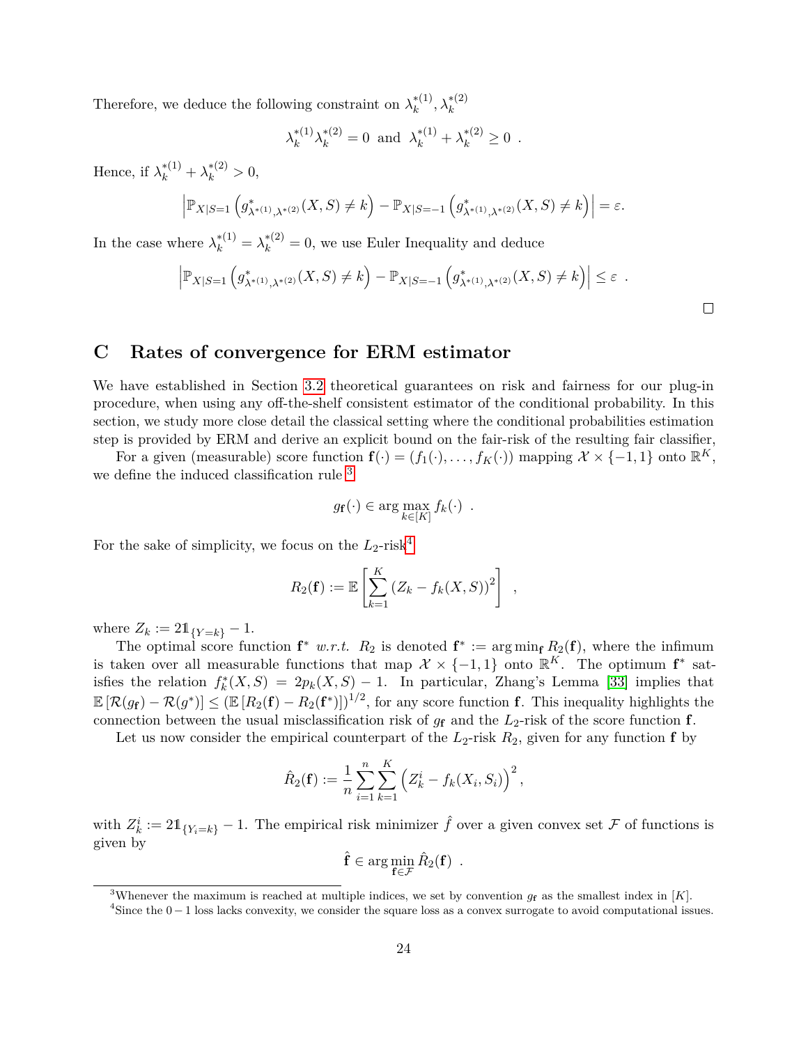Therefore, we deduce the following constraint on $\lambda_k^{*(1)}, \lambda_k^{*(2)}$

$$\lambda_k^{*(1)}\lambda_k^{*(2)} = 0 \text{ and } \lambda_k^{*(1)} + \lambda_k^{*(2)} \geq 0 \ .$$

Hence, if $\lambda_k^{*(1)} + \lambda_k^{*(2)} > 0$,

$$\left| \mathbb{P}_{X|S=1}\left(g^*_{\lambda^{*(1)},\lambda^{*(2)}}(X,S) \neq k\right) - \mathbb{P}_{X|S=-1}\left(g^*_{\lambda^{*(1)},\lambda^{*(2)}}(X,S) \neq k\right) \right| = \varepsilon.$$

In the case where $\lambda_k^{*(1)} = \lambda_k^{*(2)} = 0$, we use Euler Inequality and deduce

$$\left| \mathbb{P}_{X|S=1}\left(g^*_{\lambda^{*(1)},\lambda^{*(2)}}(X,S) \neq k\right) - \mathbb{P}_{X|S=-1}\left(g^*_{\lambda^{*(1)},\lambda^{*(2)}}(X,S) \neq k\right) \right| \leq \varepsilon \ .$$

□

# C Rates of convergence for ERM estimator

We have established in Section 3.2 theoretical guarantees on risk and fairness for our plug-in procedure, when using any off-the-shelf consistent estimator of the conditional probability. In this section, we study more close detail the classical setting where the conditional probabilities estimation step is provided by ERM and derive an explicit bound on the fair-risk of the resulting fair classifier,

For a given (measurable) score function $\mathbf{f}(\cdot) = (f_1(\cdot), \ldots, f_K(\cdot))$ mapping $\mathcal{X} \times \{-1, 1\}$ onto $\mathbb{R}^K$, we define the induced classification rule [3]

$$g_{\mathbf{f}}(\cdot) \in \arg\max_{k\in[K]} f_k(\cdot) \ .$$

For the sake of simplicity, we focus on the $L_2$-risk[4]

$$R_2(\mathbf{f}) := \mathbb{E}\left[\sum_{k=1}^{K} \left(Z_k - f_k(X,S)\right)^2\right] \ ,$$

where $Z_k := 2\mathbb{1}_{\{Y=k\}} - 1$.

The optimal score function $\mathbf{f}^*$ *w.r.t.* $R_2$ is denoted $\mathbf{f}^* := \arg\min_{\mathbf{f}} R_2(\mathbf{f})$, where the infimum is taken over all measurable functions that map $\mathcal{X} \times \{-1, 1\}$ onto $\mathbb{R}^K$. The optimum $\mathbf{f}^*$ satisfies the relation $f_k^*(X,S) = 2p_k(X,S) - 1$. In particular, Zhang's Lemma [33] implies that $\mathbb{E}\left[\mathcal{R}(g_{\mathbf{f}}) - \mathcal{R}(g^*)\right] \leq \left(\mathbb{E}\left[R_2(\mathbf{f}) - R_2(\mathbf{f}^*)\right]\right)^{1/2}$, for any score function $\mathbf{f}$. This inequality highlights the connection between the usual misclassification risk of $g_{\mathbf{f}}$ and the $L_2$-risk of the score function $\mathbf{f}$.

Let us now consider the empirical counterpart of the $L_2$-risk $R_2$, given for any function $\mathbf{f}$ by

$$\hat{R}_2(\mathbf{f}) := \frac{1}{n}\sum_{i=1}^{n}\sum_{k=1}^{K}\left(Z_k^i - f_k(X_i, S_i)\right)^2,$$

with $Z_k^i := 2\mathbb{1}_{\{Y_i=k\}} - 1$. The empirical risk minimizer $\hat{f}$ over a given convex set $\mathcal{F}$ of functions is given by

$$\hat{\mathbf{f}} \in \arg\min_{\mathbf{f}\in\mathcal{F}} \hat{R}_2(\mathbf{f}) \ .$$

[3] Whenever the maximum is reached at multiple indices, we set by convention $g_{\mathbf{f}}$ as the smallest index in $[K]$.

[4] Since the $0-1$ loss lacks convexity, we consider the square loss as a convex surrogate to avoid computational issues.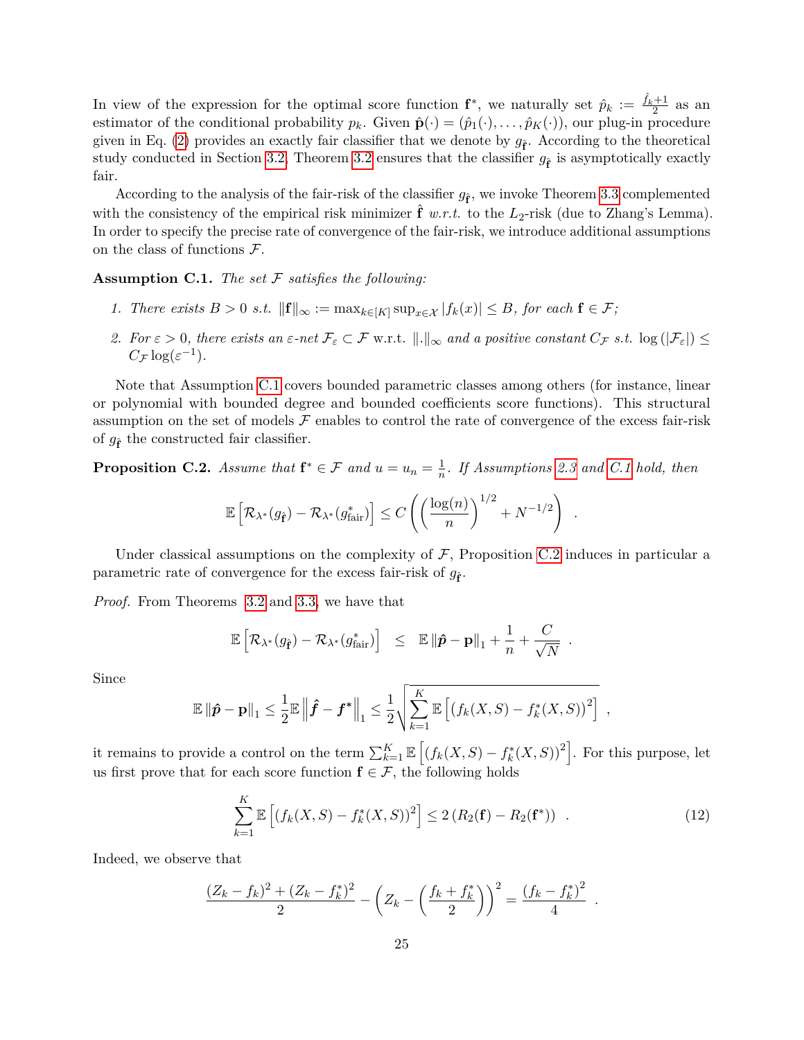In view of the expression for the optimal score function $\mathbf{f}^*$, we naturally set $\hat{p}_k := \frac{\hat{f}_k+1}{2}$ as an estimator of the conditional probability $p_k$. Given $\hat{\mathbf{p}}(\cdot) = (\hat{p}_1(\cdot), \ldots, \hat{p}_K(\cdot))$, our plug-in procedure given in Eq. (2) provides an exactly fair classifier that we denote by $g_{\hat{\mathbf{f}}}$. According to the theoretical study conducted in Section 3.2, Theorem 3.2 ensures that the classifier $g_{\hat{\mathbf{f}}}$ is asymptotically exactly fair.

According to the analysis of the fair-risk of the classifier $g_{\hat{\mathbf{f}}}$, we invoke Theorem 3.3 complemented with the consistency of the empirical risk minimizer $\hat{\mathbf{f}}$ *w.r.t.* to the $L_2$-risk (due to Zhang's Lemma). In order to specify the precise rate of convergence of the fair-risk, we introduce additional assumptions on the class of functions $\mathcal{F}$.

**Assumption C.1.** *The set $\mathcal{F}$ satisfies the following:*

1. *There exists $B > 0$ s.t. $\|\mathbf{f}\|_\infty := \max_{k\in[K]} \sup_{x\in\mathcal{X}} |f_k(x)| \leq B$, for each $\mathbf{f} \in \mathcal{F}$;*
2. *For $\varepsilon > 0$, there exists an $\varepsilon$-net $\mathcal{F}_\varepsilon \subset \mathcal{F}$ w.r.t. $\|.\|_\infty$ and a positive constant $C_{\mathcal{F}}$ s.t. $\log(|\mathcal{F}_\varepsilon|) \leq C_{\mathcal{F}} \log(\varepsilon^{-1})$.*

Note that Assumption C.1 covers bounded parametric classes among others (for instance, linear or polynomial with bounded degree and bounded coefficients score functions). This structural assumption on the set of models $\mathcal{F}$ enables to control the rate of convergence of the excess fair-risk of $g_{\hat{\mathbf{f}}}$ the constructed fair classifier.

**Proposition C.2.** *Assume that $\mathbf{f}^* \in \mathcal{F}$ and $u = u_n = \frac{1}{n}$. If Assumptions 2.3 and C.1 hold, then*

$$\mathbb{E}\left[\mathcal{R}_{\lambda^*}(g_{\hat{\mathbf{f}}}) - \mathcal{R}_{\lambda^*}(g^*_{\text{fair}})\right] \leq C\left(\left(\frac{\log(n)}{n}\right)^{1/2} + N^{-1/2}\right) \ .$$

Under classical assumptions on the complexity of $\mathcal{F}$, Proposition C.2 induces in particular a parametric rate of convergence for the excess fair-risk of $g_{\hat{\mathbf{f}}}$.

*Proof.* From Theorems 3.2 and 3.3, we have that

$$\mathbb{E}\left[\mathcal{R}_{\lambda^*}(g_{\hat{\mathbf{f}}}) - \mathcal{R}_{\lambda^*}(g^*_{\text{fair}})\right] \quad \leq \quad \mathbb{E}\left\|\hat{\boldsymbol{p}} - \mathbf{p}\right\|_1 + \frac{1}{n} + \frac{C}{\sqrt{N}} \ .$$

Since

$$\mathbb{E}\left\|\hat{\boldsymbol{p}} - \mathbf{p}\right\|_1 \leq \frac{1}{2}\mathbb{E}\left\|\hat{\boldsymbol{f}} - \boldsymbol{f}^*\right\|_1 \leq \frac{1}{2}\sqrt{\sum_{k=1}^K \mathbb{E}\left[\left(f_k(X,S) - f_k^*(X,S)\right)^2\right]} \ ,$$

it remains to provide a control on the term $\sum_{k=1}^K \mathbb{E}\left[\left(f_k(X,S) - f_k^*(X,S)\right)^2\right]$. For this purpose, let us first prove that for each score function $\mathbf{f} \in \mathcal{F}$, the following holds

$$\sum_{k=1}^K \mathbb{E}\left[\left(f_k(X,S) - f_k^*(X,S)\right)^2\right] \leq 2\left(R_2(\mathbf{f}) - R_2(\mathbf{f}^*)\right) \ . \tag{12}$$

Indeed, we observe that

$$\frac{(Z_k - f_k)^2 + (Z_k - f_k^*)^2}{2} - \left(Z_k - \left(\frac{f_k + f_k^*}{2}\right)\right)^2 = \frac{(f_k - f_k^*)^2}{4} \ .$$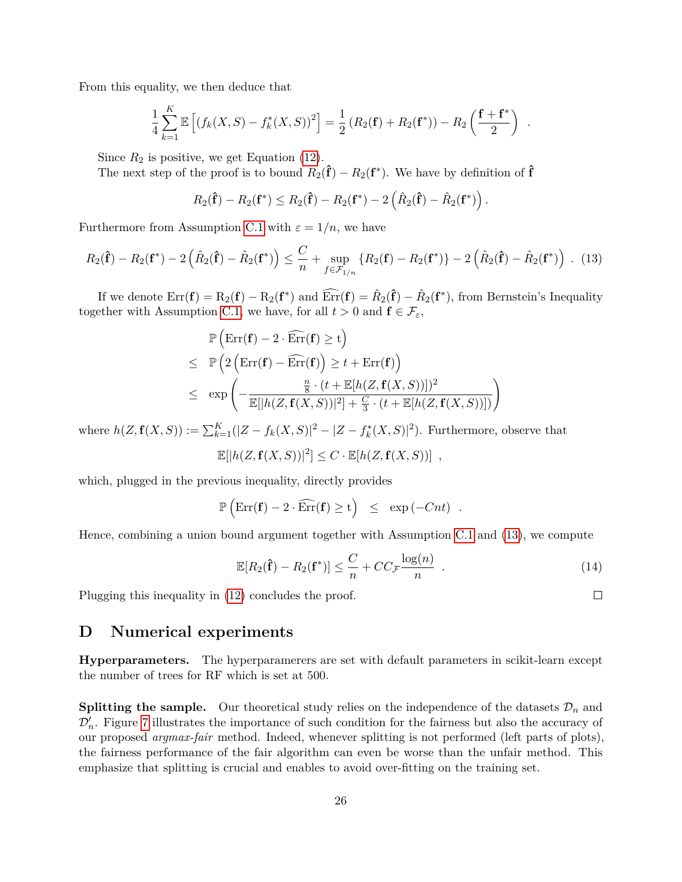From this equality, we then deduce that

$$\frac{1}{4}\sum_{k=1}^{K}\mathbb{E}\left[(f_k(X,S)-f_k^*(X,S))^2\right] = \frac{1}{2}\left(R_2(\mathbf{f})+R_2(\mathbf{f}^*)\right) - R_2\left(\frac{\mathbf{f}+\mathbf{f}^*}{2}\right) \enspace .$$

Since $R_2$ is positive, we get Equation (12).

The next step of the proof is to bound $R_2(\hat{\mathbf{f}}) - R_2(\mathbf{f}^*)$. We have by definition of $\hat{\mathbf{f}}$

$$R_2(\hat{\mathbf{f}}) - R_2(\mathbf{f}^*) \leq R_2(\hat{\mathbf{f}}) - R_2(\mathbf{f}^*) - 2\left(\hat{R}_2(\hat{\mathbf{f}}) - \hat{R}_2(\mathbf{f}^*)\right) .$$

Furthermore from Assumption C.1 with $\varepsilon = 1/n$, we have

$$R_2(\hat{\mathbf{f}}) - R_2(\mathbf{f}^*) - 2\left(\hat{R}_2(\hat{\mathbf{f}}) - \hat{R}_2(\mathbf{f}^*)\right) \leq \frac{C}{n} + \sup_{f\in\mathcal{F}_{1/n}}\left\{R_2(\mathbf{f}) - R_2(\mathbf{f}^*)\right\} - 2\left(\hat{R}_2(\hat{\mathbf{f}}) - \hat{R}_2(\mathbf{f}^*)\right) \enspace . \quad (13)$$

If we denote $\mathrm{Err}(\mathbf{f}) = \mathrm{R}_2(\mathbf{f}) - \mathrm{R}_2(\mathbf{f}^*)$ and $\widehat{\mathrm{Err}}(\mathbf{f}) = \hat{R}_2(\hat{\mathbf{f}}) - \hat{R}_2(\mathbf{f}^*)$, from Bernstein's Inequality together with Assumption C.1, we have, for all $t > 0$ and $\mathbf{f} \in \mathcal{F}_\varepsilon$,

$$\begin{aligned}
& \mathbb{P}\left(\mathrm{Err}(\mathbf{f}) - 2\cdot\widehat{\mathrm{Err}}(\mathbf{f}) \geq \mathrm{t}\right) \\
\leq\ & \mathbb{P}\left(2\left(\mathrm{Err}(\mathbf{f}) - \widehat{\mathrm{Err}}(\mathbf{f})\right) \geq t + \mathrm{Err}(\mathbf{f})\right) \\
\leq\ & \exp\left(-\frac{\frac{n}{8}\cdot(t+\mathbb{E}[h(Z,\mathbf{f}(X,S))])^2}{\mathbb{E}[|h(Z,\mathbf{f}(X,S))|^2] + \frac{C}{3}\cdot(t+\mathbb{E}[h(Z,\mathbf{f}(X,S))])}\right)
\end{aligned}$$

where $h(Z,\mathbf{f}(X,S)) := \sum_{k=1}^{K}(|Z-f_k(X,S)|^2 - |Z-f_k^*(X,S)|^2)$. Furthermore, observe that

$$\mathbb{E}[|h(Z,\mathbf{f}(X,S))|^2] \leq C\cdot\mathbb{E}[h(Z,\mathbf{f}(X,S))] \enspace ,$$

which, plugged in the previous inequality, directly provides

$$\mathbb{P}\left(\mathrm{Err}(\mathbf{f}) - 2\cdot\widehat{\mathrm{Err}}(\mathbf{f}) \geq \mathrm{t}\right) \quad \leq \quad \exp\left(-Cnt\right) \enspace .$$

Hence, combining a union bound argument together with Assumption C.1 and (13), we compute

$$\mathbb{E}[R_2(\hat{\mathbf{f}}) - R_2(\mathbf{f}^*)] \leq \frac{C}{n} + CC_{\mathcal{F}}\frac{\log(n)}{n} \enspace . \quad (14)$$

Plugging this inequality in (12) concludes the proof. □

# D Numerical experiments

**Hyperparameters.** The hyperparamerers are set with default parameters in scikit-learn except the number of trees for RF which is set at 500.

**Splitting the sample.** Our theoretical study relies on the independence of the datasets $\mathcal{D}_n$ and $\mathcal{D}'_n$. Figure 7 illustrates the importance of such condition for the fairness but also the accuracy of our proposed *argmax-fair* method. Indeed, whenever splitting is not performed (left parts of plots), the fairness performance of the fair algorithm can even be worse than the unfair method. This emphasize that splitting is crucial and enables to avoid over-fitting on the training set.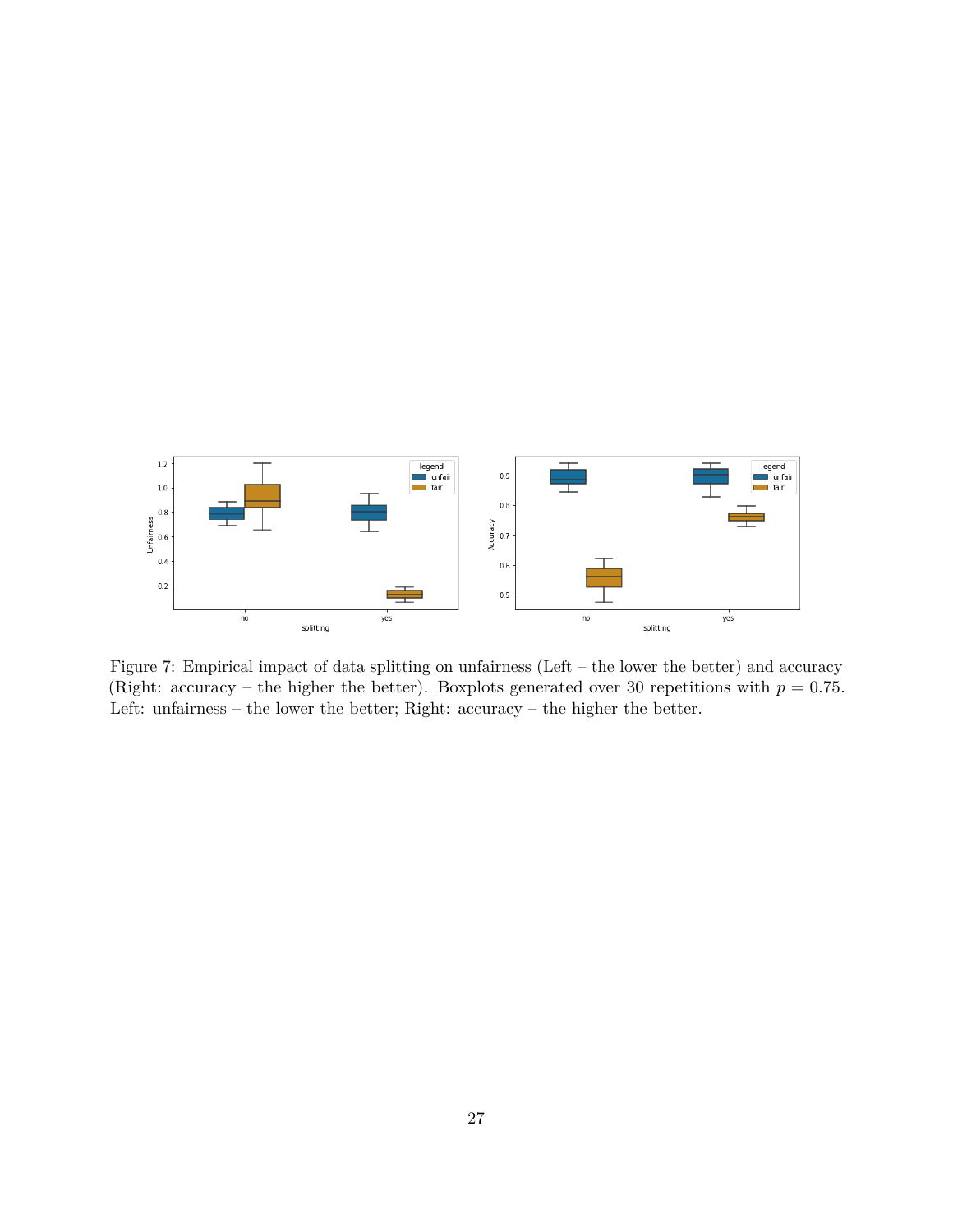legend
unfair
fair

1.2
1.0
0.8
0.6
0.4
0.2

Unfairness

no
yes
splitting

legend
unfair
fair

0.9
0.8
0.7
0.6
0.5

Accuracy

no
yes
splitting

Figure 7: Empirical impact of data splitting on unfairness (Left – the lower the better) and accuracy (Right: accuracy – the higher the better). Boxplots generated over 30 repetitions with $p = 0.75$. Left: unfairness – the lower the better; Right: accuracy – the higher the better.